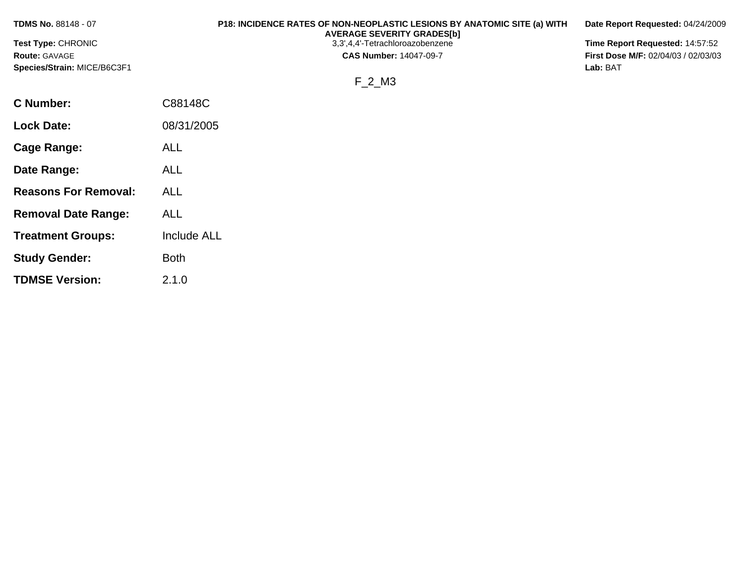**TDMS No.** 88148 - 07
**Test Type:** CHRONIC
**Route:** GAVAGE
**Species/Strain:** MICE/B6C3F1

**P18: INCIDENCE RATES OF NON-NEOPLASTIC LESIONS BY ANATOMIC SITE (a) WITH AVERAGE SEVERITY GRADES[b]**
3,3',4,4'-Tetrachloroazobenzene
**CAS Number:** 14047-09-7

**Date Report Requested:** 04/24/2009
**Time Report Requested:** 14:57:52
**First Dose M/F:** 02/04/03 / 02/03/03
**Lab:** BAT

F_2_M3

| | |
|---|---|
| **C Number:** | C88148C |
| **Lock Date:** | 08/31/2005 |
| **Cage Range:** | ALL |
| **Date Range:** | ALL |
| **Reasons For Removal:** | ALL |
| **Removal Date Range:** | ALL |
| **Treatment Groups:** | Include ALL |
| **Study Gender:** | Both |
| **TDMSE Version:** | 2.1.0 |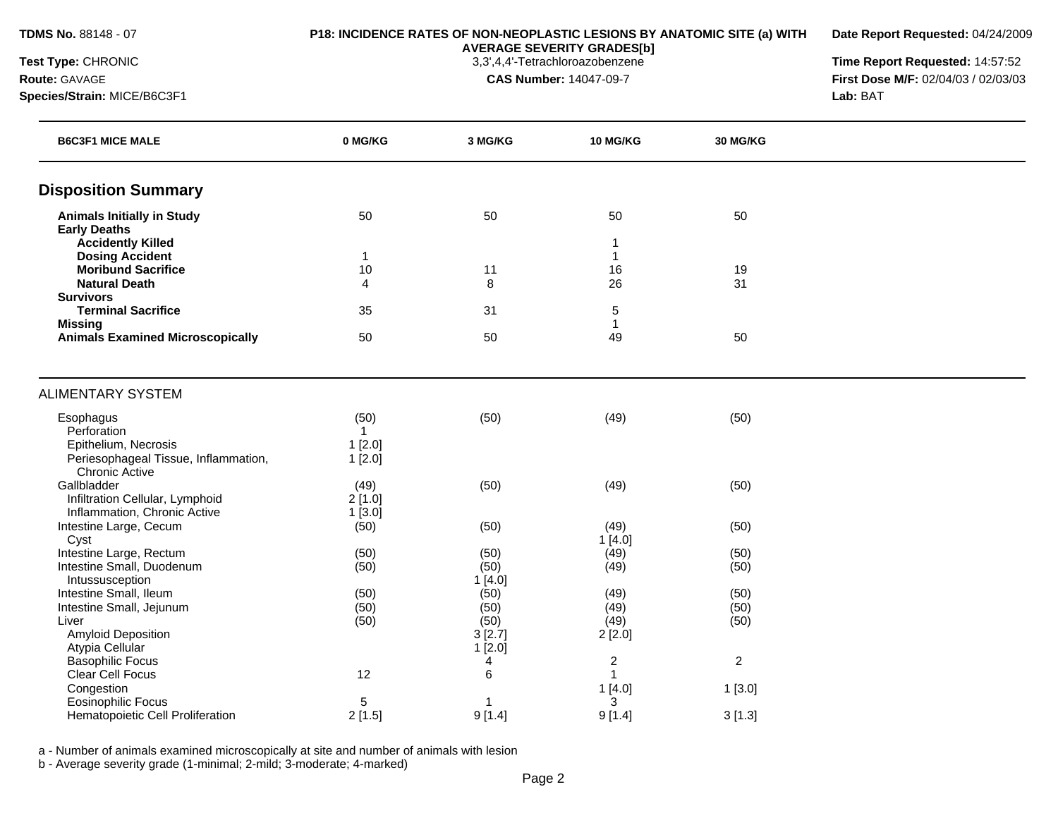**TDMS No.** 88148 - 07
**Test Type:** CHRONIC
**Route:** GAVAGE
**Species/Strain:** MICE/B6C3F1

**P18: INCIDENCE RATES OF NON-NEOPLASTIC LESIONS BY ANATOMIC SITE (a) WITH AVERAGE SEVERITY GRADES[b]**
3,3',4,4'-Tetrachloroazobenzene
**CAS Number:** 14047-09-7

**Date Report Requested:** 04/24/2009
**Time Report Requested:** 14:57:52
**First Dose M/F:** 02/04/03 / 02/03/03
**Lab:** BAT

| B6C3F1 MICE MALE | 0 MG/KG | 3 MG/KG | 10 MG/KG | 30 MG/KG |
|---|---|---|---|---|
| **Disposition Summary** | | | | |
| **Animals Initially in Study** | 50 | 50 | 50 | 50 |
| **Early Deaths** | | | | |
| **Accidently Killed** | | | 1 | |
| **Dosing Accident** | 1 | | 1 | |
| **Moribund Sacrifice** | 10 | 11 | 16 | 19 |
| **Natural Death** | 4 | 8 | 26 | 31 |
| **Survivors** | | | | |
| **Terminal Sacrifice** | 35 | 31 | 5 | |
| **Missing** | | | 1 | |
| **Animals Examined Microscopically** | 50 | 50 | 49 | 50 |
| ALIMENTARY SYSTEM | | | | |
| Esophagus | (50) | (50) | (49) | (50) |
| Perforation | 1 | | | |
| Epithelium, Necrosis | 1 [2.0] | | | |
| Periesophageal Tissue, Inflammation, Chronic Active | 1 [2.0] | | | |
| Gallbladder | (49) | (50) | (49) | (50) |
| Infiltration Cellular, Lymphoid | 2 [1.0] | | | |
| Inflammation, Chronic Active | 1 [3.0] | | | |
| Intestine Large, Cecum | (50) | (50) | (49) | (50) |
| Cyst | | | 1 [4.0] | |
| Intestine Large, Rectum | (50) | (50) | (49) | (50) |
| Intestine Small, Duodenum | (50) | (50) | (49) | (50) |
| Intussusception | | 1 [4.0] | | |
| Intestine Small, Ileum | (50) | (50) | (49) | (50) |
| Intestine Small, Jejunum | (50) | (50) | (49) | (50) |
| Liver | (50) | (50) | (49) | (50) |
| Amyloid Deposition | | 3 [2.7] | 2 [2.0] | |
| Atypia Cellular | | 1 [2.0] | | |
| Basophilic Focus | | 4 | 2 | 2 |
| Clear Cell Focus | 12 | 6 | 1 | |
| Congestion | | | 1 [4.0] | 1 [3.0] |
| Eosinophilic Focus | 5 | 1 | 3 | |
| Hematopoietic Cell Proliferation | 2 [1.5] | 9 [1.4] | 9 [1.4] | 3 [1.3] |

a - Number of animals examined microscopically at site and number of animals with lesion
b - Average severity grade (1-minimal; 2-mild; 3-moderate; 4-marked)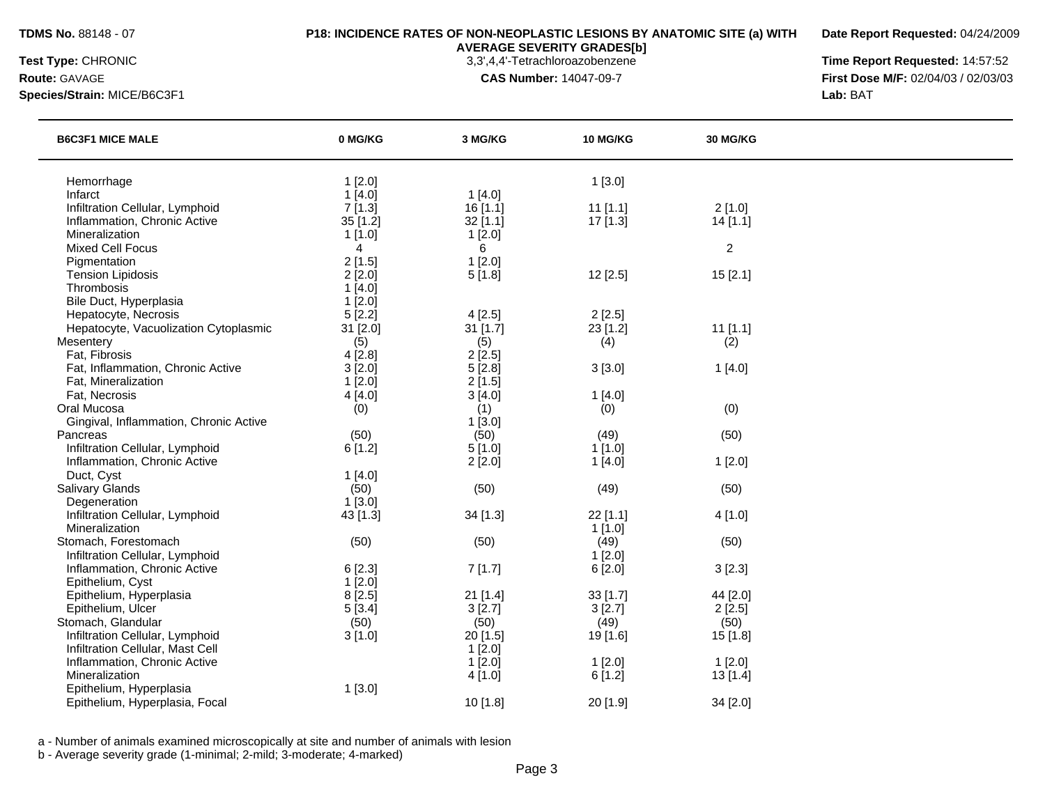**TDMS No.** 88148 - 07
**Test Type:** CHRONIC
**Route:** GAVAGE
**Species/Strain:** MICE/B6C3F1

**P18: INCIDENCE RATES OF NON-NEOPLASTIC LESIONS BY ANATOMIC SITE (a) WITH AVERAGE SEVERITY GRADES[b]**
3,3',4,4'-Tetrachloroazobenzene
**CAS Number:** 14047-09-7

**Date Report Requested:** 04/24/2009
**Time Report Requested:** 14:57:52
**First Dose M/F:** 02/04/03 / 02/03/03
**Lab:** BAT

| B6C3F1 MICE MALE | 0 MG/KG | 3 MG/KG | 10 MG/KG | 30 MG/KG |
|---|---|---|---|---|
| Hemorrhage | 1 [2.0] | | 1 [3.0] | |
| Infarct | 1 [4.0] | 1 [4.0] | | |
| Infiltration Cellular, Lymphoid | 7 [1.3] | 16 [1.1] | 11 [1.1] | 2 [1.0] |
| Inflammation, Chronic Active | 35 [1.2] | 32 [1.1] | 17 [1.3] | 14 [1.1] |
| Mineralization | 1 [1.0] | 1 [2.0] | | |
| Mixed Cell Focus | 4 | 6 | | 2 |
| Pigmentation | 2 [1.5] | 1 [2.0] | | |
| Tension Lipidosis | 2 [2.0] | 5 [1.8] | 12 [2.5] | 15 [2.1] |
| Thrombosis | 1 [4.0] | | | |
| Bile Duct, Hyperplasia | 1 [2.0] | | | |
| Hepatocyte, Necrosis | 5 [2.2] | 4 [2.5] | 2 [2.5] | |
| Hepatocyte, Vacuolization Cytoplasmic | 31 [2.0] | 31 [1.7] | 23 [1.2] | 11 [1.1] |
| Mesentery | (5) | (5) | (4) | (2) |
| Fat, Fibrosis | 4 [2.8] | 2 [2.5] | | |
| Fat, Inflammation, Chronic Active | 3 [2.0] | 5 [2.8] | 3 [3.0] | 1 [4.0] |
| Fat, Mineralization | 1 [2.0] | 2 [1.5] | | |
| Fat, Necrosis | 4 [4.0] | 3 [4.0] | 1 [4.0] | |
| Oral Mucosa | (0) | (1) | (0) | (0) |
| Gingival, Inflammation, Chronic Active | | 1 [3.0] | | |
| Pancreas | (50) | (50) | (49) | (50) |
| Infiltration Cellular, Lymphoid | 6 [1.2] | 5 [1.0] | 1 [1.0] | |
| Inflammation, Chronic Active | | 2 [2.0] | 1 [4.0] | 1 [2.0] |
| Duct, Cyst | 1 [4.0] | | | |
| Salivary Glands | (50) | (50) | (49) | (50) |
| Degeneration | 1 [3.0] | | | |
| Infiltration Cellular, Lymphoid | 43 [1.3] | 34 [1.3] | 22 [1.1] | 4 [1.0] |
| Mineralization | | | 1 [1.0] | |
| Stomach, Forestomach | (50) | (50) | (49) | (50) |
| Infiltration Cellular, Lymphoid | | | 1 [2.0] | |
| Inflammation, Chronic Active | 6 [2.3] | 7 [1.7] | 6 [2.0] | 3 [2.3] |
| Epithelium, Cyst | 1 [2.0] | | | |
| Epithelium, Hyperplasia | 8 [2.5] | 21 [1.4] | 33 [1.7] | 44 [2.0] |
| Epithelium, Ulcer | 5 [3.4] | 3 [2.7] | 3 [2.7] | 2 [2.5] |
| Stomach, Glandular | (50) | (50) | (49) | (50) |
| Infiltration Cellular, Lymphoid | 3 [1.0] | 20 [1.5] | 19 [1.6] | 15 [1.8] |
| Infiltration Cellular, Mast Cell | | 1 [2.0] | | |
| Inflammation, Chronic Active | | 1 [2.0] | 1 [2.0] | 1 [2.0] |
| Mineralization | | 4 [1.0] | 6 [1.2] | 13 [1.4] |
| Epithelium, Hyperplasia | 1 [3.0] | | | |
| Epithelium, Hyperplasia, Focal | | 10 [1.8] | 20 [1.9] | 34 [2.0] |

a - Number of animals examined microscopically at site and number of animals with lesion
b - Average severity grade (1-minimal; 2-mild; 3-moderate; 4-marked)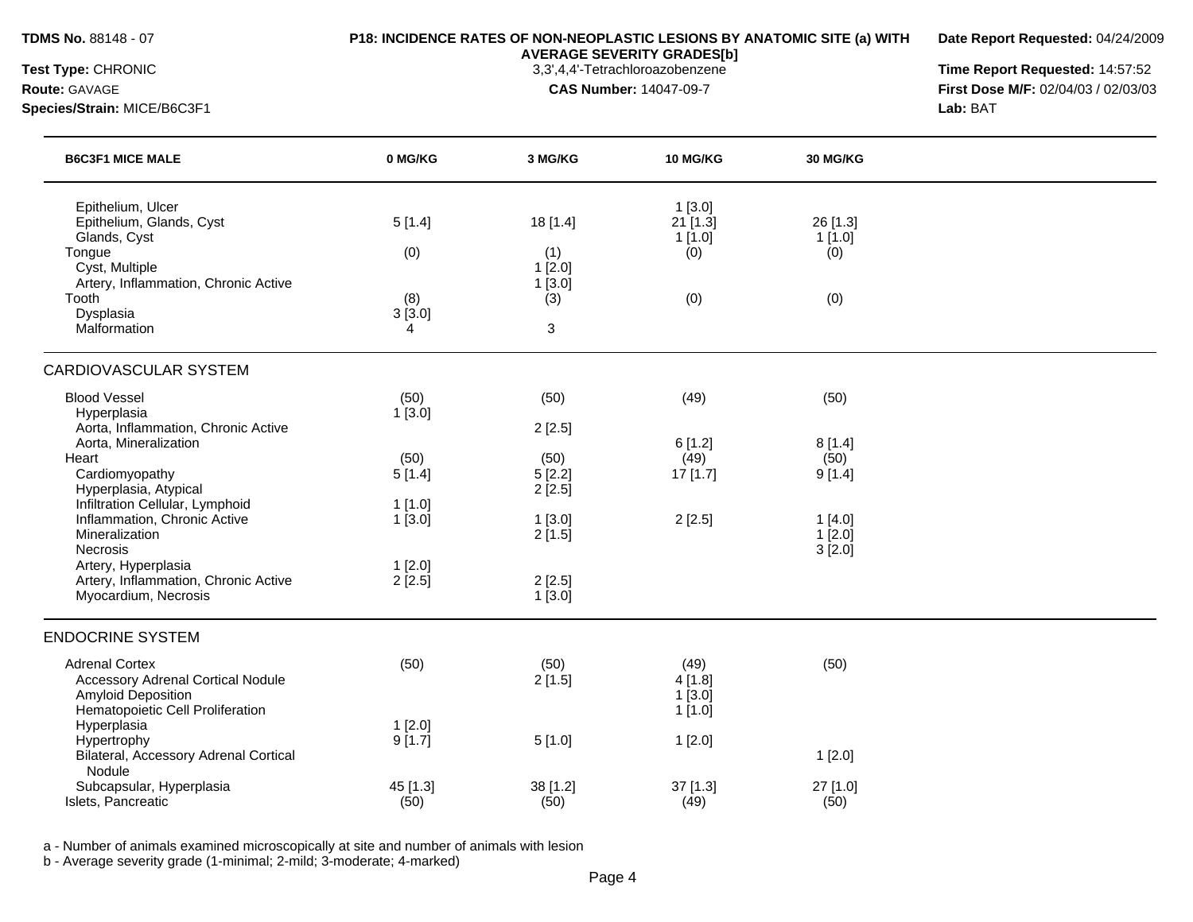**TDMS No.** 88148 - 07
**Test Type:** CHRONIC
**Route:** GAVAGE
**Species/Strain:** MICE/B6C3F1

**P18: INCIDENCE RATES OF NON-NEOPLASTIC LESIONS BY ANATOMIC SITE (a) WITH AVERAGE SEVERITY GRADES[b]**
3,3',4,4'-Tetrachloroazobenzene
**CAS Number:** 14047-09-7

**Date Report Requested:** 04/24/2009
**Time Report Requested:** 14:57:52
**First Dose M/F:** 02/04/03 / 02/03/03
**Lab:** BAT

| B6C3F1 MICE MALE | 0 MG/KG | 3 MG/KG | 10 MG/KG | 30 MG/KG |
|---|---|---|---|---|
| Epithelium, Ulcer | | | 1 [3.0] | |
| Epithelium, Glands, Cyst | 5 [1.4] | 18 [1.4] | 21 [1.3] | 26 [1.3] |
| Glands, Cyst | | | 1 [1.0] | 1 [1.0] |
| Tongue | (0) | (1) | (0) | (0) |
| Cyst, Multiple | | 1 [2.0] | | |
| Artery, Inflammation, Chronic Active | | 1 [3.0] | | |
| Tooth | (8) | (3) | (0) | (0) |
| Dysplasia | 3 [3.0] | | | |
| Malformation | 4 | 3 | | |
| **CARDIOVASCULAR SYSTEM** | | | | |
| Blood Vessel | (50) | (50) | (49) | (50) |
| Hyperplasia | 1 [3.0] | | | |
| Aorta, Inflammation, Chronic Active | | 2 [2.5] | | |
| Aorta, Mineralization | | | 6 [1.2] | 8 [1.4] |
| Heart | (50) | (50) | (49) | (50) |
| Cardiomyopathy | 5 [1.4] | 5 [2.2] | 17 [1.7] | 9 [1.4] |
| Hyperplasia, Atypical | | 2 [2.5] | | |
| Infiltration Cellular, Lymphoid | 1 [1.0] | | | |
| Inflammation, Chronic Active | 1 [3.0] | 1 [3.0] | 2 [2.5] | 1 [4.0] |
| Mineralization | | 2 [1.5] | | 1 [2.0] |
| Necrosis | | | | 3 [2.0] |
| Artery, Hyperplasia | 1 [2.0] | | | |
| Artery, Inflammation, Chronic Active | 2 [2.5] | 2 [2.5] | | |
| Myocardium, Necrosis | | 1 [3.0] | | |
| **ENDOCRINE SYSTEM** | | | | |
| Adrenal Cortex | (50) | (50) | (49) | (50) |
| Accessory Adrenal Cortical Nodule | | 2 [1.5] | 4 [1.8] | |
| Amyloid Deposition | | | 1 [3.0] | |
| Hematopoietic Cell Proliferation | | | 1 [1.0] | |
| Hyperplasia | 1 [2.0] | | | |
| Hypertrophy | 9 [1.7] | 5 [1.0] | 1 [2.0] | |
| Bilateral, Accessory Adrenal Cortical Nodule | | | | 1 [2.0] |
| Subcapsular, Hyperplasia | 45 [1.3] | 38 [1.2] | 37 [1.3] | 27 [1.0] |
| Islets, Pancreatic | (50) | (50) | (49) | (50) |

a - Number of animals examined microscopically at site and number of animals with lesion
b - Average severity grade (1-minimal; 2-mild; 3-moderate; 4-marked)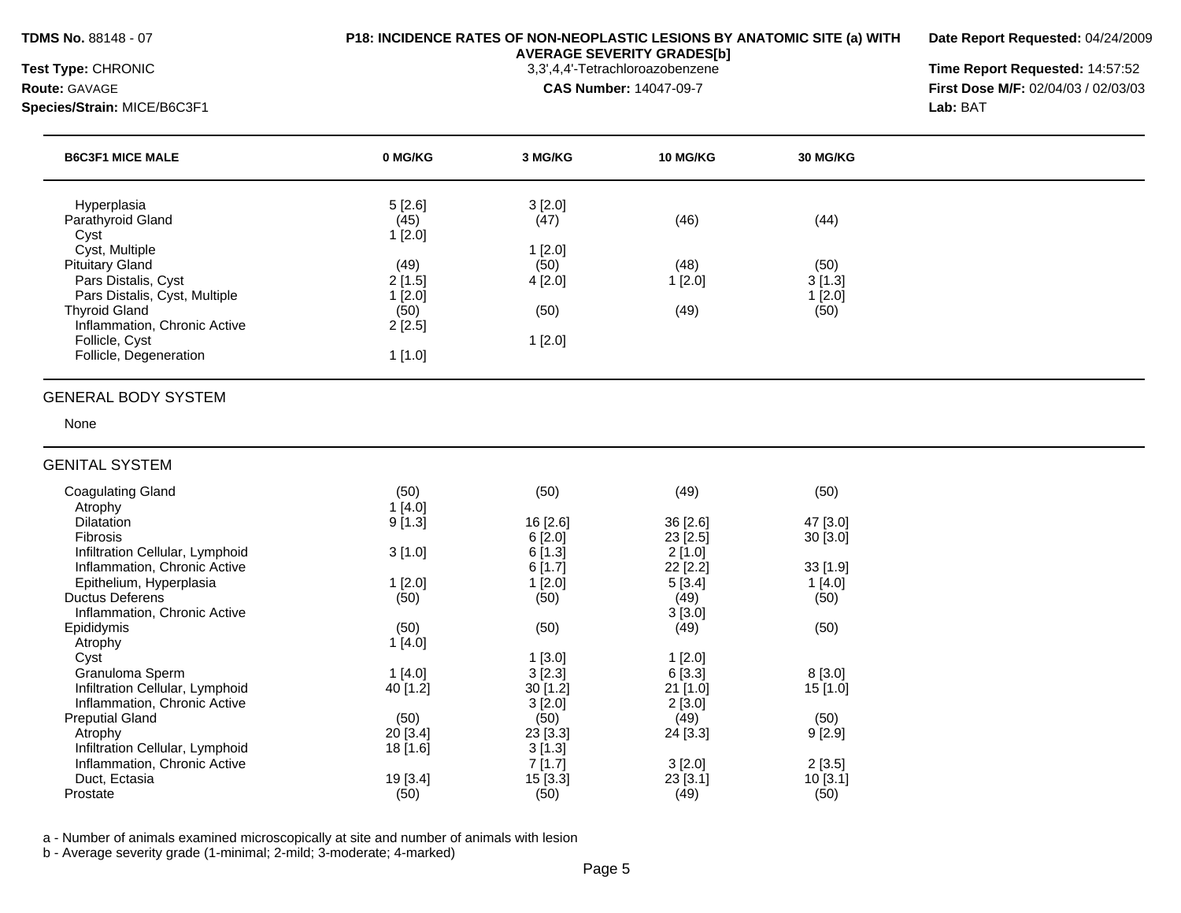**TDMS No.** 88148 - 07
**Test Type:** CHRONIC
**Route:** GAVAGE
**Species/Strain:** MICE/B6C3F1

**P18: INCIDENCE RATES OF NON-NEOPLASTIC LESIONS BY ANATOMIC SITE (a) WITH AVERAGE SEVERITY GRADES[b]**
3,3',4,4'-Tetrachloroazobenzene
**CAS Number:** 14047-09-7

**Date Report Requested:** 04/24/2009
**Time Report Requested:** 14:57:52
**First Dose M/F:** 02/04/03 / 02/03/03
**Lab:** BAT

| B6C3F1 MICE MALE | 0 MG/KG | 3 MG/KG | 10 MG/KG | 30 MG/KG |
|---|---|---|---|---|
| Hyperplasia | 5 [2.6] | 3 [2.0] | | |
| Parathyroid Gland | (45) | (47) | (46) | (44) |
| Cyst | 1 [2.0] | | | |
| Cyst, Multiple | | 1 [2.0] | | |
| Pituitary Gland | (49) | (50) | (48) | (50) |
| Pars Distalis, Cyst | 2 [1.5] | 4 [2.0] | 1 [2.0] | 3 [1.3] |
| Pars Distalis, Cyst, Multiple | 1 [2.0] | | | 1 [2.0] |
| Thyroid Gland | (50) | (50) | (49) | (50) |
| Inflammation, Chronic Active | 2 [2.5] | | | |
| Follicle, Cyst | | 1 [2.0] | | |
| Follicle, Degeneration | 1 [1.0] | | | |
| **GENERAL BODY SYSTEM** | | | | |
| None | | | | |
| **GENITAL SYSTEM** | | | | |
| Coagulating Gland | (50) | (50) | (49) | (50) |
| Atrophy | 1 [4.0] | | | |
| Dilatation | 9 [1.3] | 16 [2.6] | 36 [2.6] | 47 [3.0] |
| Fibrosis | | 6 [2.0] | 23 [2.5] | 30 [3.0] |
| Infiltration Cellular, Lymphoid | 3 [1.0] | 6 [1.3] | 2 [1.0] | |
| Inflammation, Chronic Active | | 6 [1.7] | 22 [2.2] | 33 [1.9] |
| Epithelium, Hyperplasia | 1 [2.0] | 1 [2.0] | 5 [3.4] | 1 [4.0] |
| Ductus Deferens | (50) | (50) | (49) | (50) |
| Inflammation, Chronic Active | | | 3 [3.0] | |
| Epididymis | (50) | (50) | (49) | (50) |
| Atrophy | 1 [4.0] | | | |
| Cyst | | 1 [3.0] | 1 [2.0] | |
| Granuloma Sperm | 1 [4.0] | 3 [2.3] | 6 [3.3] | 8 [3.0] |
| Infiltration Cellular, Lymphoid | 40 [1.2] | 30 [1.2] | 21 [1.0] | 15 [1.0] |
| Inflammation, Chronic Active | | 3 [2.0] | 2 [3.0] | |
| Preputial Gland | (50) | (50) | (49) | (50) |
| Atrophy | 20 [3.4] | 23 [3.3] | 24 [3.3] | 9 [2.9] |
| Infiltration Cellular, Lymphoid | 18 [1.6] | 3 [1.3] | | |
| Inflammation, Chronic Active | | 7 [1.7] | 3 [2.0] | 2 [3.5] |
| Duct, Ectasia | 19 [3.4] | 15 [3.3] | 23 [3.1] | 10 [3.1] |
| Prostate | (50) | (50) | (49) | (50) |

a - Number of animals examined microscopically at site and number of animals with lesion
b - Average severity grade (1-minimal; 2-mild; 3-moderate; 4-marked)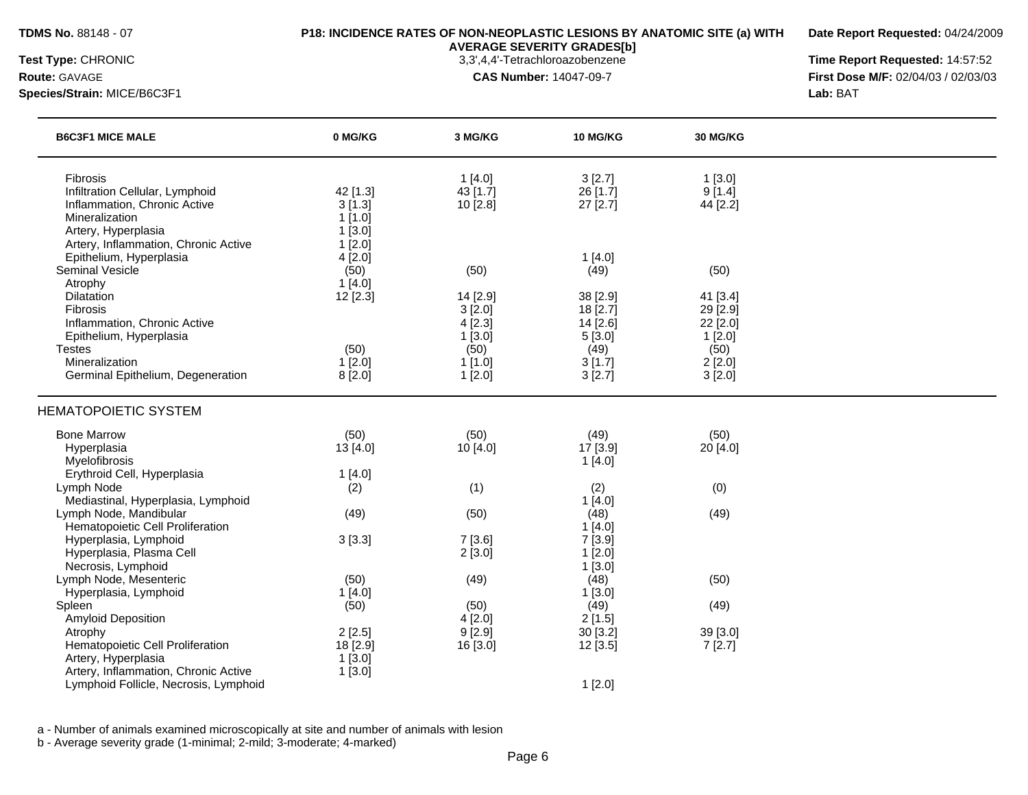**TDMS No.** 88148 - 07
**Test Type:** CHRONIC
**Route:** GAVAGE
**Species/Strain:** MICE/B6C3F1

**P18: INCIDENCE RATES OF NON-NEOPLASTIC LESIONS BY ANATOMIC SITE (a) WITH AVERAGE SEVERITY GRADES[b]**
3,3',4,4'-Tetrachloroazobenzene
**CAS Number:** 14047-09-7

**Date Report Requested:** 04/24/2009
**Time Report Requested:** 14:57:52
**First Dose M/F:** 02/04/03 / 02/03/03
**Lab:** BAT

| B6C3F1 MICE MALE | 0 MG/KG | 3 MG/KG | 10 MG/KG | 30 MG/KG |
|---|---|---|---|---|
| Fibrosis | | 1 [4.0] | 3 [2.7] | 1 [3.0] |
| Infiltration Cellular, Lymphoid | 42 [1.3] | 43 [1.7] | 26 [1.7] | 9 [1.4] |
| Inflammation, Chronic Active | 3 [1.3] | 10 [2.8] | 27 [2.7] | 44 [2.2] |
| Mineralization | 1 [1.0] | | | |
| Artery, Hyperplasia | 1 [3.0] | | | |
| Artery, Inflammation, Chronic Active | 1 [2.0] | | | |
| Epithelium, Hyperplasia | 4 [2.0] | | 1 [4.0] | |
| Seminal Vesicle | (50) | (50) | (49) | (50) |
| Atrophy | 1 [4.0] | | | |
| Dilatation | 12 [2.3] | 14 [2.9] | 38 [2.9] | 41 [3.4] |
| Fibrosis | | 3 [2.0] | 18 [2.7] | 29 [2.9] |
| Inflammation, Chronic Active | | 4 [2.3] | 14 [2.6] | 22 [2.0] |
| Epithelium, Hyperplasia | | 1 [3.0] | 5 [3.0] | 1 [2.0] |
| Testes | (50) | (50) | (49) | (50) |
| Mineralization | 1 [2.0] | 1 [1.0] | 3 [1.7] | 2 [2.0] |
| Germinal Epithelium, Degeneration | 8 [2.0] | 1 [2.0] | 3 [2.7] | 3 [2.0] |
| **HEMATOPOIETIC SYSTEM** | | | | |
| Bone Marrow | (50) | (50) | (49) | (50) |
| Hyperplasia | 13 [4.0] | 10 [4.0] | 17 [3.9] | 20 [4.0] |
| Myelofibrosis | | | 1 [4.0] | |
| Erythroid Cell, Hyperplasia | 1 [4.0] | | | |
| Lymph Node | (2) | (1) | (2) | (0) |
| Mediastinal, Hyperplasia, Lymphoid | | | 1 [4.0] | |
| Lymph Node, Mandibular | (49) | (50) | (48) | (49) |
| Hematopoietic Cell Proliferation | | | 1 [4.0] | |
| Hyperplasia, Lymphoid | 3 [3.3] | 7 [3.6] | 7 [3.9] | |
| Hyperplasia, Plasma Cell | | 2 [3.0] | 1 [2.0] | |
| Necrosis, Lymphoid | | | 1 [3.0] | |
| Lymph Node, Mesenteric | (50) | (49) | (48) | (50) |
| Hyperplasia, Lymphoid | 1 [4.0] | | 1 [3.0] | |
| Spleen | (50) | (50) | (49) | (49) |
| Amyloid Deposition | | 4 [2.0] | 2 [1.5] | |
| Atrophy | 2 [2.5] | 9 [2.9] | 30 [3.2] | 39 [3.0] |
| Hematopoietic Cell Proliferation | 18 [2.9] | 16 [3.0] | 12 [3.5] | 7 [2.7] |
| Artery, Hyperplasia | 1 [3.0] | | | |
| Artery, Inflammation, Chronic Active | 1 [3.0] | | | |
| Lymphoid Follicle, Necrosis, Lymphoid | | | 1 [2.0] | |

a - Number of animals examined microscopically at site and number of animals with lesion
b - Average severity grade (1-minimal; 2-mild; 3-moderate; 4-marked)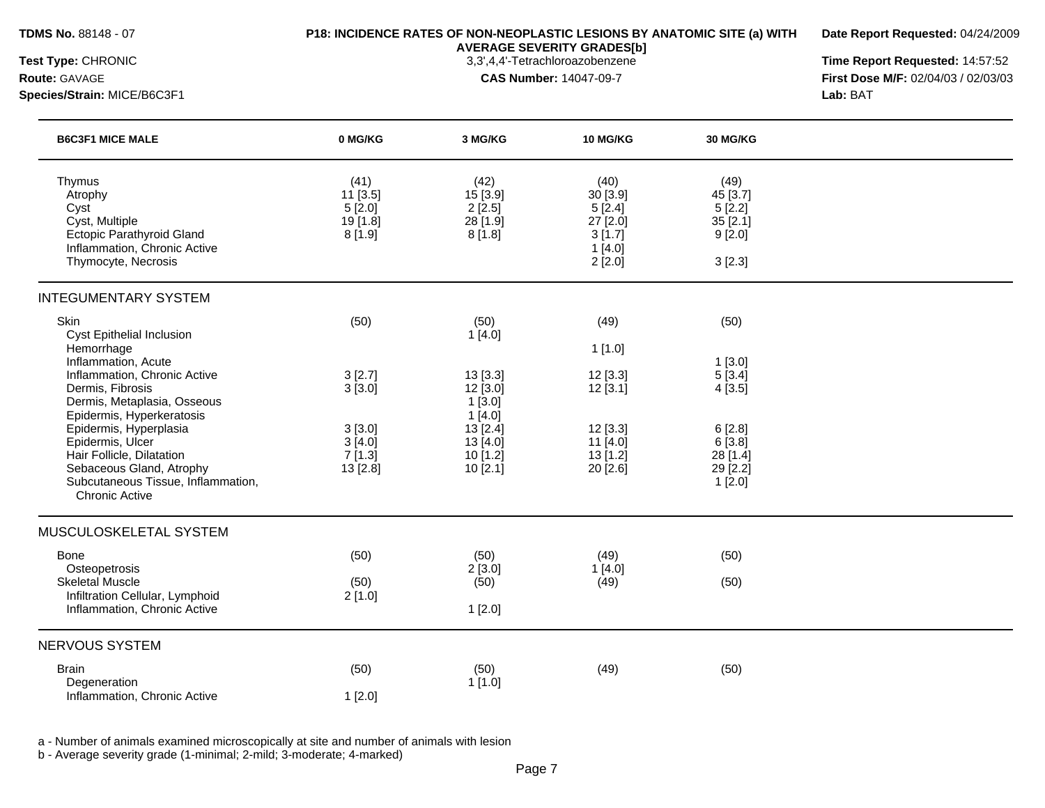**TDMS No.** 88148 - 07
**Test Type:** CHRONIC
**Route:** GAVAGE
**Species/Strain:** MICE/B6C3F1

**P18: INCIDENCE RATES OF NON-NEOPLASTIC LESIONS BY ANATOMIC SITE (a) WITH AVERAGE SEVERITY GRADES[b]**
3,3',4,4'-Tetrachloroazobenzene
**CAS Number:** 14047-09-7

**Date Report Requested:** 04/24/2009
**Time Report Requested:** 14:57:52
**First Dose M/F:** 02/04/03 / 02/03/03
**Lab:** BAT

| B6C3F1 MICE MALE | 0 MG/KG | 3 MG/KG | 10 MG/KG | 30 MG/KG |
|---|---|---|---|---|
| Thymus | (41) | (42) | (40) | (49) |
| Atrophy | 11 [3.5] | 15 [3.9] | 30 [3.9] | 45 [3.7] |
| Cyst | 5 [2.0] | 2 [2.5] | 5 [2.4] | 5 [2.2] |
| Cyst, Multiple | 19 [1.8] | 28 [1.9] | 27 [2.0] | 35 [2.1] |
| Ectopic Parathyroid Gland | 8 [1.9] | 8 [1.8] | 3 [1.7] | 9 [2.0] |
| Inflammation, Chronic Active | | | 1 [4.0] | |
| Thymocyte, Necrosis | | | 2 [2.0] | 3 [2.3] |
| **INTEGUMENTARY SYSTEM** | | | | |
| Skin | (50) | (50) | (49) | (50) |
| Cyst Epithelial Inclusion | | 1 [4.0] | | |
| Hemorrhage | | | 1 [1.0] | |
| Inflammation, Acute | | | | 1 [3.0] |
| Inflammation, Chronic Active | 3 [2.7] | 13 [3.3] | 12 [3.3] | 5 [3.4] |
| Dermis, Fibrosis | 3 [3.0] | 12 [3.0] | 12 [3.1] | 4 [3.5] |
| Dermis, Metaplasia, Osseous | | 1 [3.0] | | |
| Epidermis, Hyperkeratosis | | 1 [4.0] | | |
| Epidermis, Hyperplasia | 3 [3.0] | 13 [2.4] | 12 [3.3] | 6 [2.8] |
| Epidermis, Ulcer | 3 [4.0] | 13 [4.0] | 11 [4.0] | 6 [3.8] |
| Hair Follicle, Dilatation | 7 [1.3] | 10 [1.2] | 13 [1.2] | 28 [1.4] |
| Sebaceous Gland, Atrophy | 13 [2.8] | 10 [2.1] | 20 [2.6] | 29 [2.2] |
| Subcutaneous Tissue, Inflammation, Chronic Active | | | | 1 [2.0] |
| **MUSCULOSKELETAL SYSTEM** | | | | |
| Bone | (50) | (50) | (49) | (50) |
| Osteopetrosis | | 2 [3.0] | 1 [4.0] | |
| Skeletal Muscle | (50) | (50) | (49) | (50) |
| Infiltration Cellular, Lymphoid | 2 [1.0] | | | |
| Inflammation, Chronic Active | | 1 [2.0] | | |
| **NERVOUS SYSTEM** | | | | |
| Brain | (50) | (50) | (49) | (50) |
| Degeneration | | 1 [1.0] | | |
| Inflammation, Chronic Active | 1 [2.0] | | | |

a - Number of animals examined microscopically at site and number of animals with lesion
b - Average severity grade (1-minimal; 2-mild; 3-moderate; 4-marked)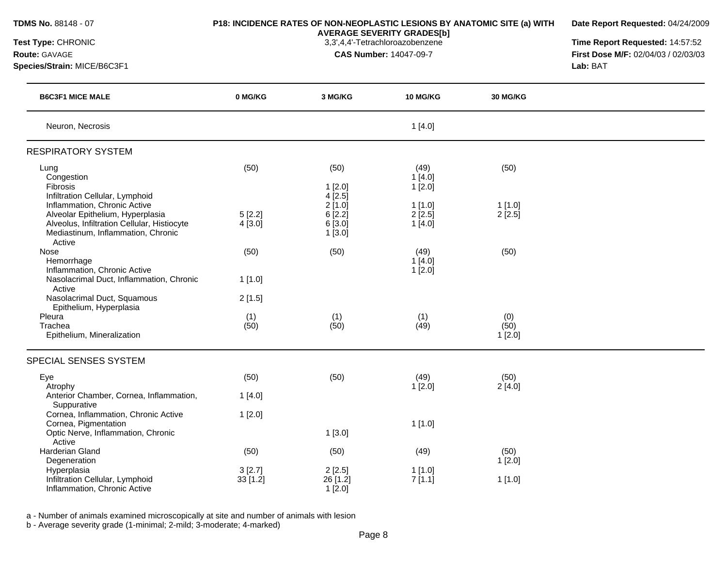**TDMS No.** 88148 - 07
**Test Type:** CHRONIC
**Route:** GAVAGE
**Species/Strain:** MICE/B6C3F1

**P18: INCIDENCE RATES OF NON-NEOPLASTIC LESIONS BY ANATOMIC SITE (a) WITH AVERAGE SEVERITY GRADES[b]**
3,3',4,4'-Tetrachloroazobenzene
**CAS Number:** 14047-09-7

**Date Report Requested:** 04/24/2009
**Time Report Requested:** 14:57:52
**First Dose M/F:** 02/04/03 / 02/03/03
**Lab:** BAT

| B6C3F1 MICE MALE | 0 MG/KG | 3 MG/KG | 10 MG/KG | 30 MG/KG |
|---|---|---|---|---|
| Neuron, Necrosis | | | 1 [4.0] | |
| **RESPIRATORY SYSTEM** | | | | |
| Lung | (50) | (50) | (49) | (50) |
| Congestion | | | 1 [4.0] | |
| Fibrosis | | 1 [2.0] | 1 [2.0] | |
| Infiltration Cellular, Lymphoid | | 4 [2.5] | | |
| Inflammation, Chronic Active | | 2 [1.0] | 1 [1.0] | 1 [1.0] |
| Alveolar Epithelium, Hyperplasia | 5 [2.2] | 6 [2.2] | 2 [2.5] | 2 [2.5] |
| Alveolus, Infiltration Cellular, Histiocyte | 4 [3.0] | 6 [3.0] | 1 [4.0] | |
| Mediastinum, Inflammation, Chronic Active | | 1 [3.0] | | |
| Nose | (50) | (50) | (49) | (50) |
| Hemorrhage | | | 1 [4.0] | |
| Inflammation, Chronic Active | | | 1 [2.0] | |
| Nasolacrimal Duct, Inflammation, Chronic Active | 1 [1.0] | | | |
| Nasolacrimal Duct, Squamous Epithelium, Hyperplasia | 2 [1.5] | | | |
| Pleura | (1) | (1) | (1) | (0) |
| Trachea | (50) | (50) | (49) | (50) |
| Epithelium, Mineralization | | | | 1 [2.0] |
| **SPECIAL SENSES SYSTEM** | | | | |
| Eye | (50) | (50) | (49) | (50) |
| Atrophy | | | 1 [2.0] | 2 [4.0] |
| Anterior Chamber, Cornea, Inflammation, Suppurative | 1 [4.0] | | | |
| Cornea, Inflammation, Chronic Active | 1 [2.0] | | | |
| Cornea, Pigmentation | | | 1 [1.0] | |
| Optic Nerve, Inflammation, Chronic Active | | 1 [3.0] | | |
| Harderian Gland | (50) | (50) | (49) | (50) |
| Degeneration | | | | 1 [2.0] |
| Hyperplasia | 3 [2.7] | 2 [2.5] | 1 [1.0] | |
| Infiltration Cellular, Lymphoid | 33 [1.2] | 26 [1.2] | 7 [1.1] | 1 [1.0] |
| Inflammation, Chronic Active | | 1 [2.0] | | |

a - Number of animals examined microscopically at site and number of animals with lesion
b - Average severity grade (1-minimal; 2-mild; 3-moderate; 4-marked)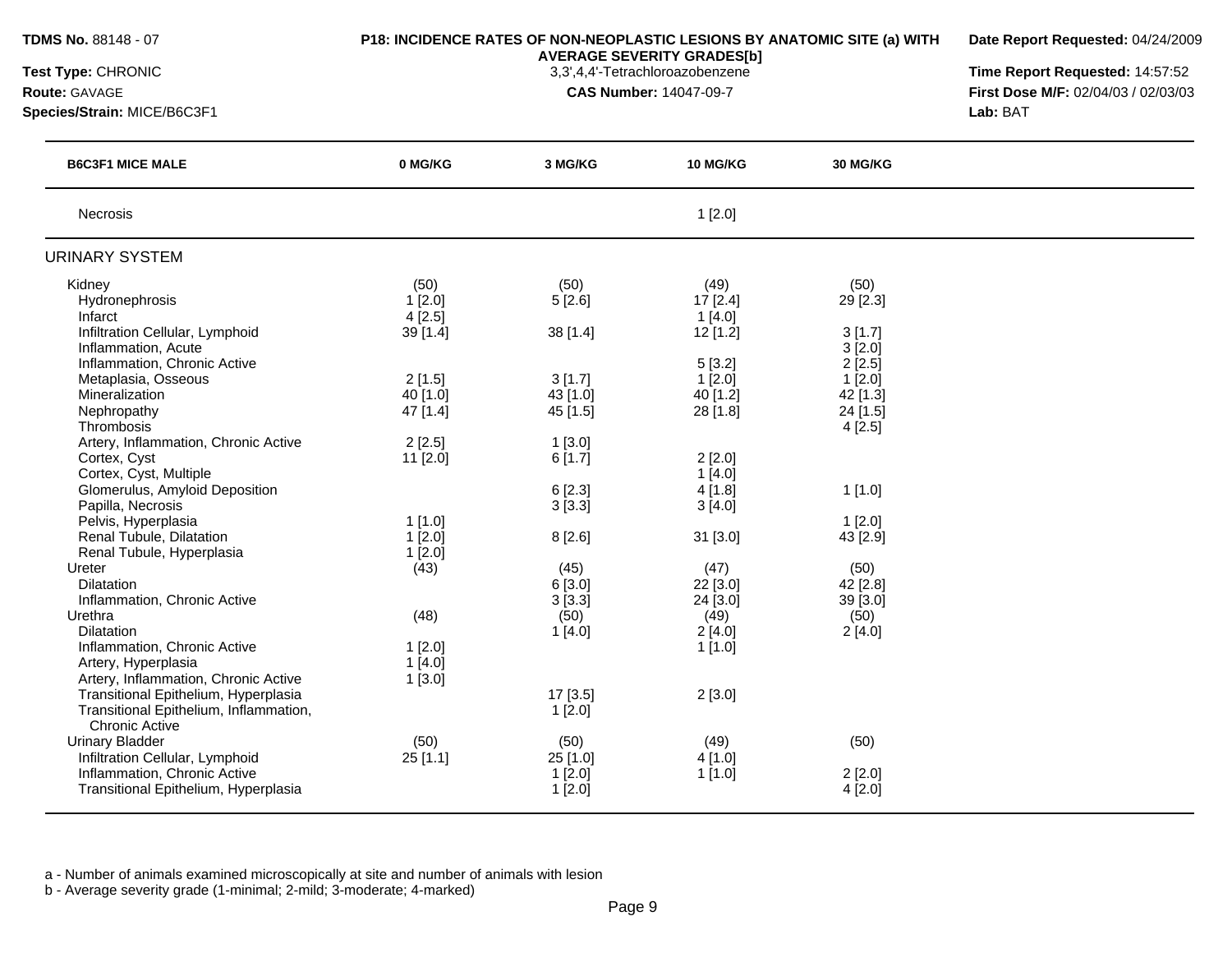**TDMS No.** 88148 - 07
**Test Type:** CHRONIC
**Route:** GAVAGE
**Species/Strain:** MICE/B6C3F1

**P18: INCIDENCE RATES OF NON-NEOPLASTIC LESIONS BY ANATOMIC SITE (a) WITH AVERAGE SEVERITY GRADES[b]**
3,3',4,4'-Tetrachloroazobenzene
**CAS Number:** 14047-09-7

**Date Report Requested:** 04/24/2009
**Time Report Requested:** 14:57:52
**First Dose M/F:** 02/04/03 / 02/03/03
**Lab:** BAT

| B6C3F1 MICE MALE | 0 MG/KG | 3 MG/KG | 10 MG/KG | 30 MG/KG |
|---|---|---|---|---|
| Necrosis | | | 1 [2.0] | |
| **URINARY SYSTEM** | | | | |
| Kidney | (50) | (50) | (49) | (50) |
| Hydronephrosis | 1 [2.0] | 5 [2.6] | 17 [2.4] | 29 [2.3] |
| Infarct | 4 [2.5] | | 1 [4.0] | |
| Infiltration Cellular, Lymphoid | 39 [1.4] | 38 [1.4] | 12 [1.2] | 3 [1.7] |
| Inflammation, Acute | | | | 3 [2.0] |
| Inflammation, Chronic Active | | | 5 [3.2] | 2 [2.5] |
| Metaplasia, Osseous | 2 [1.5] | 3 [1.7] | 1 [2.0] | 1 [2.0] |
| Mineralization | 40 [1.0] | 43 [1.0] | 40 [1.2] | 42 [1.3] |
| Nephropathy | 47 [1.4] | 45 [1.5] | 28 [1.8] | 24 [1.5] |
| Thrombosis | | | | 4 [2.5] |
| Artery, Inflammation, Chronic Active | 2 [2.5] | 1 [3.0] | | |
| Cortex, Cyst | 11 [2.0] | 6 [1.7] | 2 [2.0] | |
| Cortex, Cyst, Multiple | | | 1 [4.0] | |
| Glomerulus, Amyloid Deposition | | 6 [2.3] | 4 [1.8] | 1 [1.0] |
| Papilla, Necrosis | | 3 [3.3] | 3 [4.0] | |
| Pelvis, Hyperplasia | 1 [1.0] | | | 1 [2.0] |
| Renal Tubule, Dilatation | 1 [2.0] | 8 [2.6] | 31 [3.0] | 43 [2.9] |
| Renal Tubule, Hyperplasia | 1 [2.0] | | | |
| Ureter | (43) | (45) | (47) | (50) |
| Dilatation | | 6 [3.0] | 22 [3.0] | 42 [2.8] |
| Inflammation, Chronic Active | | 3 [3.3] | 24 [3.0] | 39 [3.0] |
| Urethra | (48) | (50) | (49) | (50) |
| Dilatation | | 1 [4.0] | 2 [4.0] | 2 [4.0] |
| Inflammation, Chronic Active | 1 [2.0] | | 1 [1.0] | |
| Artery, Hyperplasia | 1 [4.0] | | | |
| Artery, Inflammation, Chronic Active | 1 [3.0] | | | |
| Transitional Epithelium, Hyperplasia | | 17 [3.5] | 2 [3.0] | |
| Transitional Epithelium, Inflammation, Chronic Active | | 1 [2.0] | | |
| Urinary Bladder | (50) | (50) | (49) | (50) |
| Infiltration Cellular, Lymphoid | 25 [1.1] | 25 [1.0] | 4 [1.0] | |
| Inflammation, Chronic Active | | 1 [2.0] | 1 [1.0] | 2 [2.0] |
| Transitional Epithelium, Hyperplasia | | 1 [2.0] | | 4 [2.0] |

a - Number of animals examined microscopically at site and number of animals with lesion
b - Average severity grade (1-minimal; 2-mild; 3-moderate; 4-marked)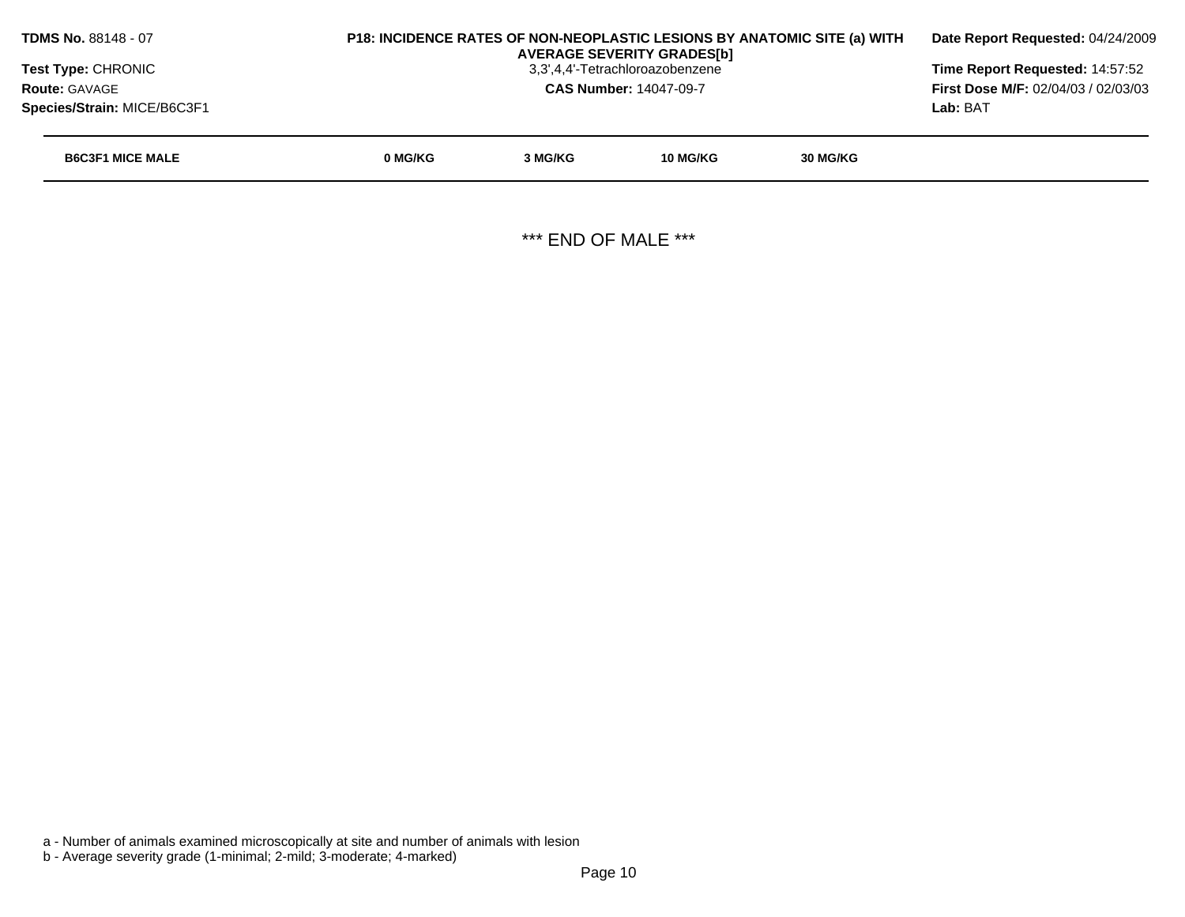**TDMS No.** 88148 - 07
**Test Type:** CHRONIC
**Route:** GAVAGE
**Species/Strain:** MICE/B6C3F1

**P18: INCIDENCE RATES OF NON-NEOPLASTIC LESIONS BY ANATOMIC SITE (a) WITH AVERAGE SEVERITY GRADES[b]**
3,3',4,4'-Tetrachloroazobenzene
**CAS Number:** 14047-09-7

**Date Report Requested:** 04/24/2009
**Time Report Requested:** 14:57:52
**First Dose M/F:** 02/04/03 / 02/03/03
**Lab:** BAT

| B6C3F1 MICE MALE | 0 MG/KG | 3 MG/KG | 10 MG/KG | 30 MG/KG |
| --- | --- | --- | --- | --- |

*** END OF MALE ***

a - Number of animals examined microscopically at site and number of animals with lesion
b - Average severity grade (1-minimal; 2-mild; 3-moderate; 4-marked)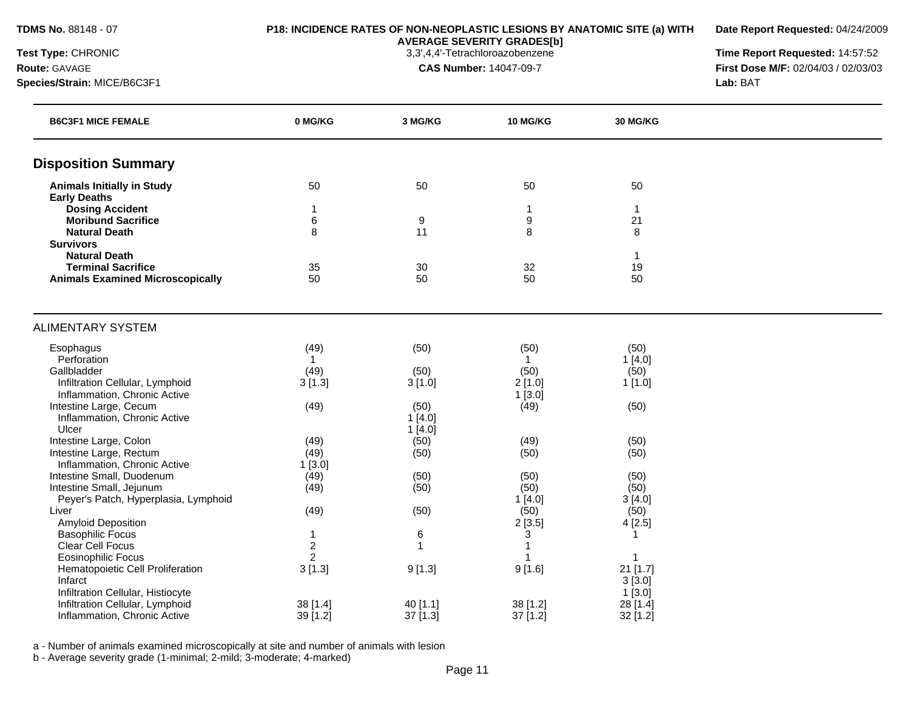**TDMS No.** 88148 - 07
**Test Type:** CHRONIC
**Route:** GAVAGE
**Species/Strain:** MICE/B6C3F1

**P18: INCIDENCE RATES OF NON-NEOPLASTIC LESIONS BY ANATOMIC SITE (a) WITH AVERAGE SEVERITY GRADES[b]**
3,3',4,4'-Tetrachloroazobenzene
**CAS Number:** 14047-09-7

**Date Report Requested:** 04/24/2009
**Time Report Requested:** 14:57:52
**First Dose M/F:** 02/04/03 / 02/03/03
**Lab:** BAT

| B6C3F1 MICE FEMALE | 0 MG/KG | 3 MG/KG | 10 MG/KG | 30 MG/KG |
|---|---|---|---|---|
| **Disposition Summary** | | | | |
| **Animals Initially in Study** | 50 | 50 | 50 | 50 |
| **Early Deaths** | | | | |
| **Dosing Accident** | 1 | | 1 | 1 |
| **Moribund Sacrifice** | 6 | 9 | 9 | 21 |
| **Natural Death** | 8 | 11 | 8 | 8 |
| **Survivors** | | | | |
| **Natural Death** | | | | 1 |
| **Terminal Sacrifice** | 35 | 30 | 32 | 19 |
| **Animals Examined Microscopically** | 50 | 50 | 50 | 50 |
| ALIMENTARY SYSTEM | | | | |
| Esophagus | (49) | (50) | (50) | (50) |
| Perforation | 1 | | 1 | 1 [4.0] |
| Gallbladder | (49) | (50) | (50) | (50) |
| Infiltration Cellular, Lymphoid | 3 [1.3] | 3 [1.0] | 2 [1.0] | 1 [1.0] |
| Inflammation, Chronic Active | | | 1 [3.0] | |
| Intestine Large, Cecum | (49) | (50) | (49) | (50) |
| Inflammation, Chronic Active | | 1 [4.0] | | |
| Ulcer | | 1 [4.0] | | |
| Intestine Large, Colon | (49) | (50) | (49) | (50) |
| Intestine Large, Rectum | (49) | (50) | (50) | (50) |
| Inflammation, Chronic Active | 1 [3.0] | | | |
| Intestine Small, Duodenum | (49) | (50) | (50) | (50) |
| Intestine Small, Jejunum | (49) | (50) | (50) | (50) |
| Peyer's Patch, Hyperplasia, Lymphoid | | | 1 [4.0] | 3 [4.0] |
| Liver | (49) | (50) | (50) | (50) |
| Amyloid Deposition | | | 2 [3.5] | 4 [2.5] |
| Basophilic Focus | 1 | 6 | 3 | 1 |
| Clear Cell Focus | 2 | 1 | 1 | |
| Eosinophilic Focus | 2 | | 1 | 1 |
| Hematopoietic Cell Proliferation | 3 [1.3] | 9 [1.3] | 9 [1.6] | 21 [1.7] |
| Infarct | | | | 3 [3.0] |
| Infiltration Cellular, Histiocyte | | | | 1 [3.0] |
| Infiltration Cellular, Lymphoid | 38 [1.4] | 40 [1.1] | 38 [1.2] | 28 [1.4] |
| Inflammation, Chronic Active | 39 [1.2] | 37 [1.3] | 37 [1.2] | 32 [1.2] |

a - Number of animals examined microscopically at site and number of animals with lesion
b - Average severity grade (1-minimal; 2-mild; 3-moderate; 4-marked)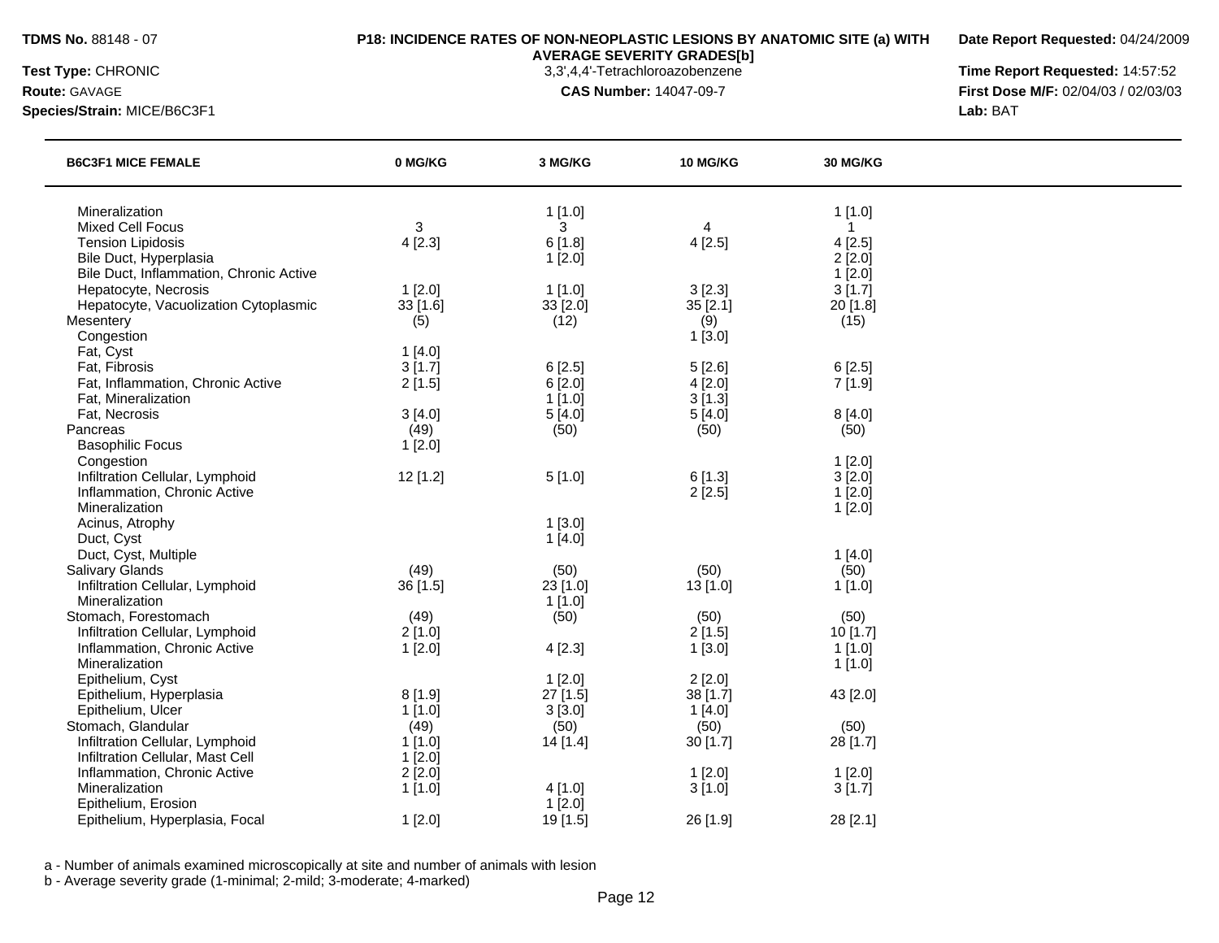**TDMS No.** 88148 - 07
**Test Type:** CHRONIC
**Route:** GAVAGE
**Species/Strain:** MICE/B6C3F1

**P18: INCIDENCE RATES OF NON-NEOPLASTIC LESIONS BY ANATOMIC SITE (a) WITH AVERAGE SEVERITY GRADES[b]**
3,3',4,4'-Tetrachloroazobenzene
**CAS Number:** 14047-09-7

**Date Report Requested:** 04/24/2009
**Time Report Requested:** 14:57:52
**First Dose M/F:** 02/04/03 / 02/03/03
**Lab:** BAT

| B6C3F1 MICE FEMALE | 0 MG/KG | 3 MG/KG | 10 MG/KG | 30 MG/KG |
|---|---|---|---|---|
| Mineralization | | 1 [1.0] | | 1 [1.0] |
| Mixed Cell Focus | 3 | 3 | 4 | 1 |
| Tension Lipidosis | 4 [2.3] | 6 [1.8] | 4 [2.5] | 4 [2.5] |
| Bile Duct, Hyperplasia | | 1 [2.0] | | 2 [2.0] |
| Bile Duct, Inflammation, Chronic Active | | | | 1 [2.0] |
| Hepatocyte, Necrosis | 1 [2.0] | 1 [1.0] | 3 [2.3] | 3 [1.7] |
| Hepatocyte, Vacuolization Cytoplasmic | 33 [1.6] | 33 [2.0] | 35 [2.1] | 20 [1.8] |
| Mesentery | (5) | (12) | (9) | (15) |
| Congestion | | | 1 [3.0] | |
| Fat, Cyst | 1 [4.0] | | | |
| Fat, Fibrosis | 3 [1.7] | 6 [2.5] | 5 [2.6] | 6 [2.5] |
| Fat, Inflammation, Chronic Active | 2 [1.5] | 6 [2.0] | 4 [2.0] | 7 [1.9] |
| Fat, Mineralization | | 1 [1.0] | 3 [1.3] | |
| Fat, Necrosis | 3 [4.0] | 5 [4.0] | 5 [4.0] | 8 [4.0] |
| Pancreas | (49) | (50) | (50) | (50) |
| Basophilic Focus | 1 [2.0] | | | |
| Congestion | | | | 1 [2.0] |
| Infiltration Cellular, Lymphoid | 12 [1.2] | 5 [1.0] | 6 [1.3] | 3 [2.0] |
| Inflammation, Chronic Active | | | 2 [2.5] | 1 [2.0] |
| Mineralization | | | | 1 [2.0] |
| Acinus, Atrophy | | 1 [3.0] | | |
| Duct, Cyst | | 1 [4.0] | | |
| Duct, Cyst, Multiple | | | | 1 [4.0] |
| Salivary Glands | (49) | (50) | (50) | (50) |
| Infiltration Cellular, Lymphoid | 36 [1.5] | 23 [1.0] | 13 [1.0] | 1 [1.0] |
| Mineralization | | 1 [1.0] | | |
| Stomach, Forestomach | (49) | (50) | (50) | (50) |
| Infiltration Cellular, Lymphoid | 2 [1.0] | | 2 [1.5] | 10 [1.7] |
| Inflammation, Chronic Active | 1 [2.0] | 4 [2.3] | 1 [3.0] | 1 [1.0] |
| Mineralization | | | | 1 [1.0] |
| Epithelium, Cyst | | 1 [2.0] | 2 [2.0] | |
| Epithelium, Hyperplasia | 8 [1.9] | 27 [1.5] | 38 [1.7] | 43 [2.0] |
| Epithelium, Ulcer | 1 [1.0] | 3 [3.0] | 1 [4.0] | |
| Stomach, Glandular | (49) | (50) | (50) | (50) |
| Infiltration Cellular, Lymphoid | 1 [1.0] | 14 [1.4] | 30 [1.7] | 28 [1.7] |
| Infiltration Cellular, Mast Cell | 1 [2.0] | | | |
| Inflammation, Chronic Active | 2 [2.0] | | 1 [2.0] | 1 [2.0] |
| Mineralization | 1 [1.0] | 4 [1.0] | 3 [1.0] | 3 [1.7] |
| Epithelium, Erosion | | 1 [2.0] | | |
| Epithelium, Hyperplasia, Focal | 1 [2.0] | 19 [1.5] | 26 [1.9] | 28 [2.1] |

a - Number of animals examined microscopically at site and number of animals with lesion
b - Average severity grade (1-minimal; 2-mild; 3-moderate; 4-marked)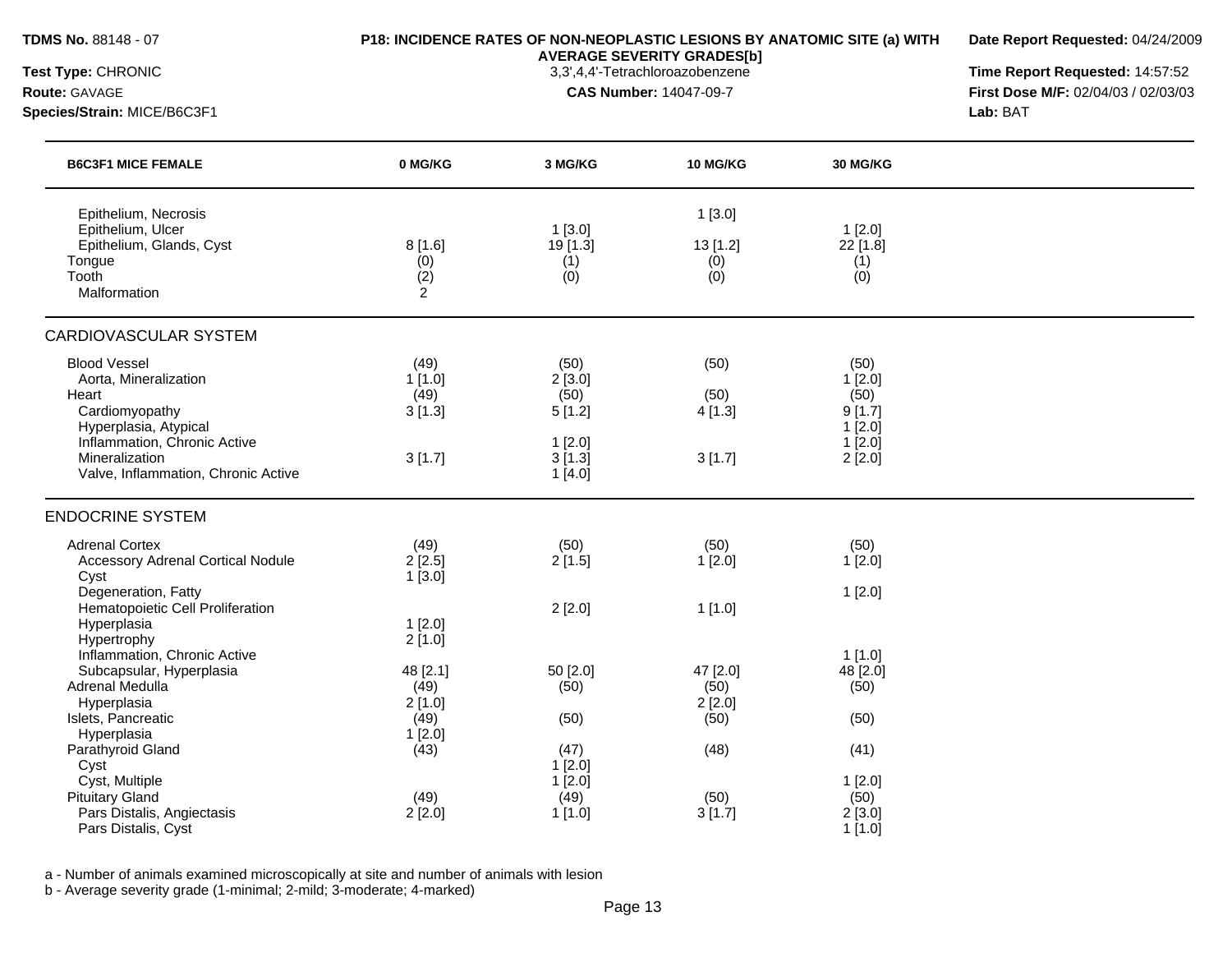**TDMS No.** 88148 - 07

**Test Type:** CHRONIC

**Route:** GAVAGE

**Species/Strain:** MICE/B6C3F1

**P18: INCIDENCE RATES OF NON-NEOPLASTIC LESIONS BY ANATOMIC SITE (a) WITH AVERAGE SEVERITY GRADES[b]**

3,3',4,4'-Tetrachloroazobenzene

**CAS Number:** 14047-09-7

**Date Report Requested:** 04/24/2009

**Time Report Requested:** 14:57:52

**First Dose M/F:** 02/04/03 / 02/03/03

**Lab:** BAT

| B6C3F1 MICE FEMALE | 0 MG/KG | 3 MG/KG | 10 MG/KG | 30 MG/KG |
|---|---|---|---|---|
| Epithelium, Necrosis | | | 1 [3.0] | |
| Epithelium, Ulcer | | 1 [3.0] | | 1 [2.0] |
| Epithelium, Glands, Cyst | 8 [1.6] | 19 [1.3] | 13 [1.2] | 22 [1.8] |
| Tongue | (0) | (1) | (0) | (1) |
| Tooth | (2) | (0) | (0) | (0) |
| Malformation | 2 | | | |
| **CARDIOVASCULAR SYSTEM** | | | | |
| Blood Vessel | (49) | (50) | (50) | (50) |
| Aorta, Mineralization | 1 [1.0] | 2 [3.0] | | 1 [2.0] |
| Heart | (49) | (50) | (50) | (50) |
| Cardiomyopathy | 3 [1.3] | 5 [1.2] | 4 [1.3] | 9 [1.7] |
| Hyperplasia, Atypical | | | | 1 [2.0] |
| Inflammation, Chronic Active | | 1 [2.0] | | 1 [2.0] |
| Mineralization | 3 [1.7] | 3 [1.3] | 3 [1.7] | 2 [2.0] |
| Valve, Inflammation, Chronic Active | | 1 [4.0] | | |
| **ENDOCRINE SYSTEM** | | | | |
| Adrenal Cortex | (49) | (50) | (50) | (50) |
| Accessory Adrenal Cortical Nodule | 2 [2.5] | 2 [1.5] | 1 [2.0] | 1 [2.0] |
| Cyst | 1 [3.0] | | | |
| Degeneration, Fatty | | | | 1 [2.0] |
| Hematopoietic Cell Proliferation | | 2 [2.0] | 1 [1.0] | |
| Hyperplasia | 1 [2.0] | | | |
| Hypertrophy | 2 [1.0] | | | |
| Inflammation, Chronic Active | | | | 1 [1.0] |
| Subcapsular, Hyperplasia | 48 [2.1] | 50 [2.0] | 47 [2.0] | 48 [2.0] |
| Adrenal Medulla | (49) | (50) | (50) | (50) |
| Hyperplasia | 2 [1.0] | | 2 [2.0] | |
| Islets, Pancreatic | (49) | (50) | (50) | (50) |
| Hyperplasia | 1 [2.0] | | | |
| Parathyroid Gland | (43) | (47) | (48) | (41) |
| Cyst | | 1 [2.0] | | |
| Cyst, Multiple | | 1 [2.0] | | 1 [2.0] |
| Pituitary Gland | (49) | (49) | (50) | (50) |
| Pars Distalis, Angiectasis | 2 [2.0] | 1 [1.0] | 3 [1.7] | 2 [3.0] |
| Pars Distalis, Cyst | | | | 1 [1.0] |

a - Number of animals examined microscopically at site and number of animals with lesion

b - Average severity grade (1-minimal; 2-mild; 3-moderate; 4-marked)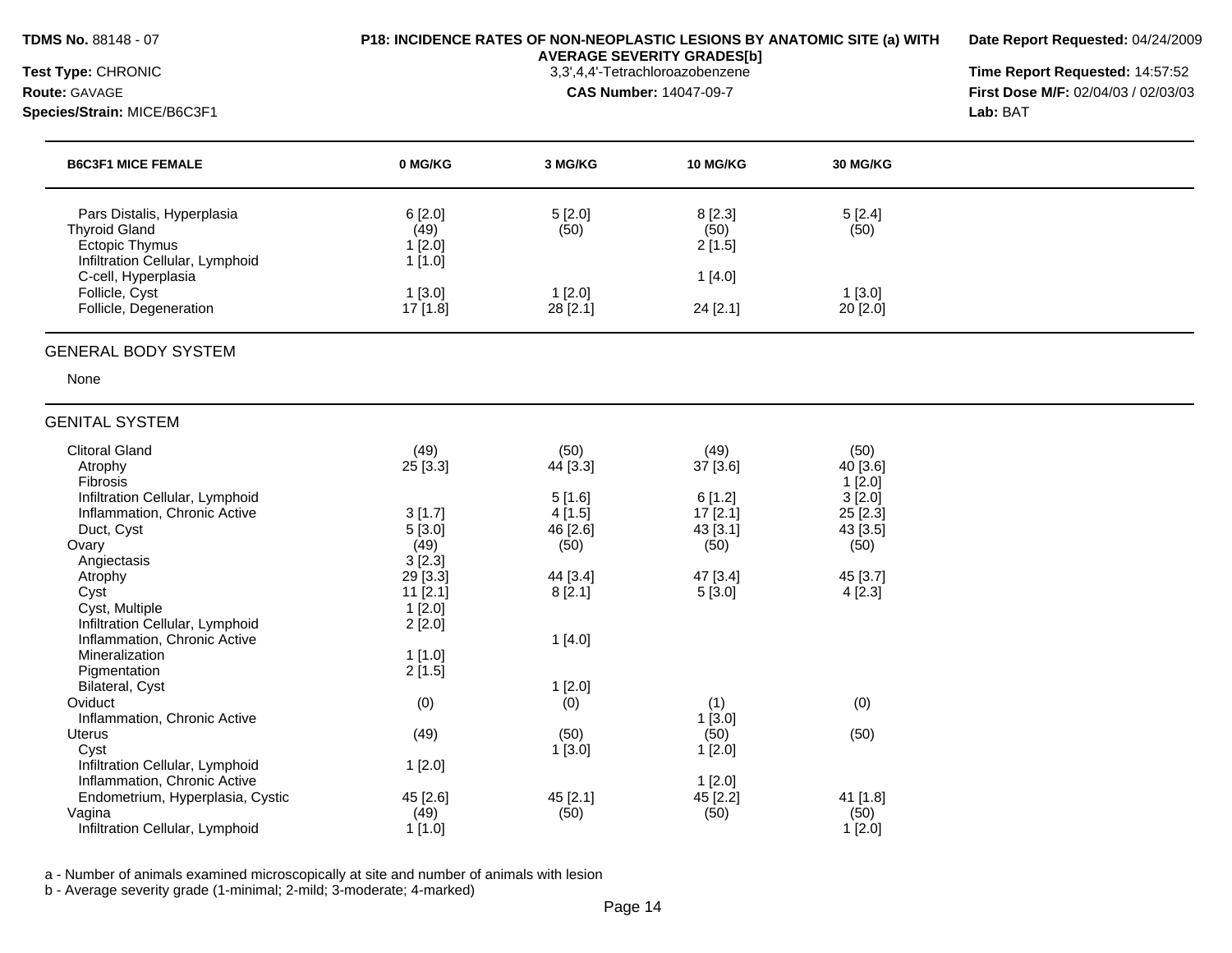**TDMS No.** 88148 - 07
**Test Type:** CHRONIC
**Route:** GAVAGE
**Species/Strain:** MICE/B6C3F1

**P18: INCIDENCE RATES OF NON-NEOPLASTIC LESIONS BY ANATOMIC SITE (a) WITH AVERAGE SEVERITY GRADES[b]**
3,3',4,4'-Tetrachloroazobenzene
**CAS Number:** 14047-09-7

**Date Report Requested:** 04/24/2009
**Time Report Requested:** 14:57:52
**First Dose M/F:** 02/04/03 / 02/03/03
**Lab:** BAT

| B6C3F1 MICE FEMALE | 0 MG/KG | 3 MG/KG | 10 MG/KG | 30 MG/KG |
|---|---|---|---|---|
| Pars Distalis, Hyperplasia | 6 [2.0] | 5 [2.0] | 8 [2.3] | 5 [2.4] |
| Thyroid Gland | (49) | (50) | (50) | (50) |
| Ectopic Thymus | 1 [2.0] | | 2 [1.5] | |
| Infiltration Cellular, Lymphoid | 1 [1.0] | | | |
| C-cell, Hyperplasia | | | 1 [4.0] | |
| Follicle, Cyst | 1 [3.0] | 1 [2.0] | | 1 [3.0] |
| Follicle, Degeneration | 17 [1.8] | 28 [2.1] | 24 [2.1] | 20 [2.0] |
| **GENERAL BODY SYSTEM** | | | | |
| None | | | | |
| **GENITAL SYSTEM** | | | | |
| Clitoral Gland | (49) | (50) | (49) | (50) |
| Atrophy | 25 [3.3] | 44 [3.3] | 37 [3.6] | 40 [3.6] |
| Fibrosis | | | | 1 [2.0] |
| Infiltration Cellular, Lymphoid | | 5 [1.6] | 6 [1.2] | 3 [2.0] |
| Inflammation, Chronic Active | 3 [1.7] | 4 [1.5] | 17 [2.1] | 25 [2.3] |
| Duct, Cyst | 5 [3.0] | 46 [2.6] | 43 [3.1] | 43 [3.5] |
| Ovary | (49) | (50) | (50) | (50) |
| Angiectasis | 3 [2.3] | | | |
| Atrophy | 29 [3.3] | 44 [3.4] | 47 [3.4] | 45 [3.7] |
| Cyst | 11 [2.1] | 8 [2.1] | 5 [3.0] | 4 [2.3] |
| Cyst, Multiple | 1 [2.0] | | | |
| Infiltration Cellular, Lymphoid | 2 [2.0] | | | |
| Inflammation, Chronic Active | | 1 [4.0] | | |
| Mineralization | 1 [1.0] | | | |
| Pigmentation | 2 [1.5] | | | |
| Bilateral, Cyst | | 1 [2.0] | | |
| Oviduct | (0) | (0) | (1) | (0) |
| Inflammation, Chronic Active | | | 1 [3.0] | |
| Uterus | (49) | (50) | (50) | (50) |
| Cyst | | 1 [3.0] | 1 [2.0] | |
| Infiltration Cellular, Lymphoid | 1 [2.0] | | | |
| Inflammation, Chronic Active | | | 1 [2.0] | |
| Endometrium, Hyperplasia, Cystic | 45 [2.6] | 45 [2.1] | 45 [2.2] | 41 [1.8] |
| Vagina | (49) | (50) | (50) | (50) |
| Infiltration Cellular, Lymphoid | 1 [1.0] | | | 1 [2.0] |

a - Number of animals examined microscopically at site and number of animals with lesion
b - Average severity grade (1-minimal; 2-mild; 3-moderate; 4-marked)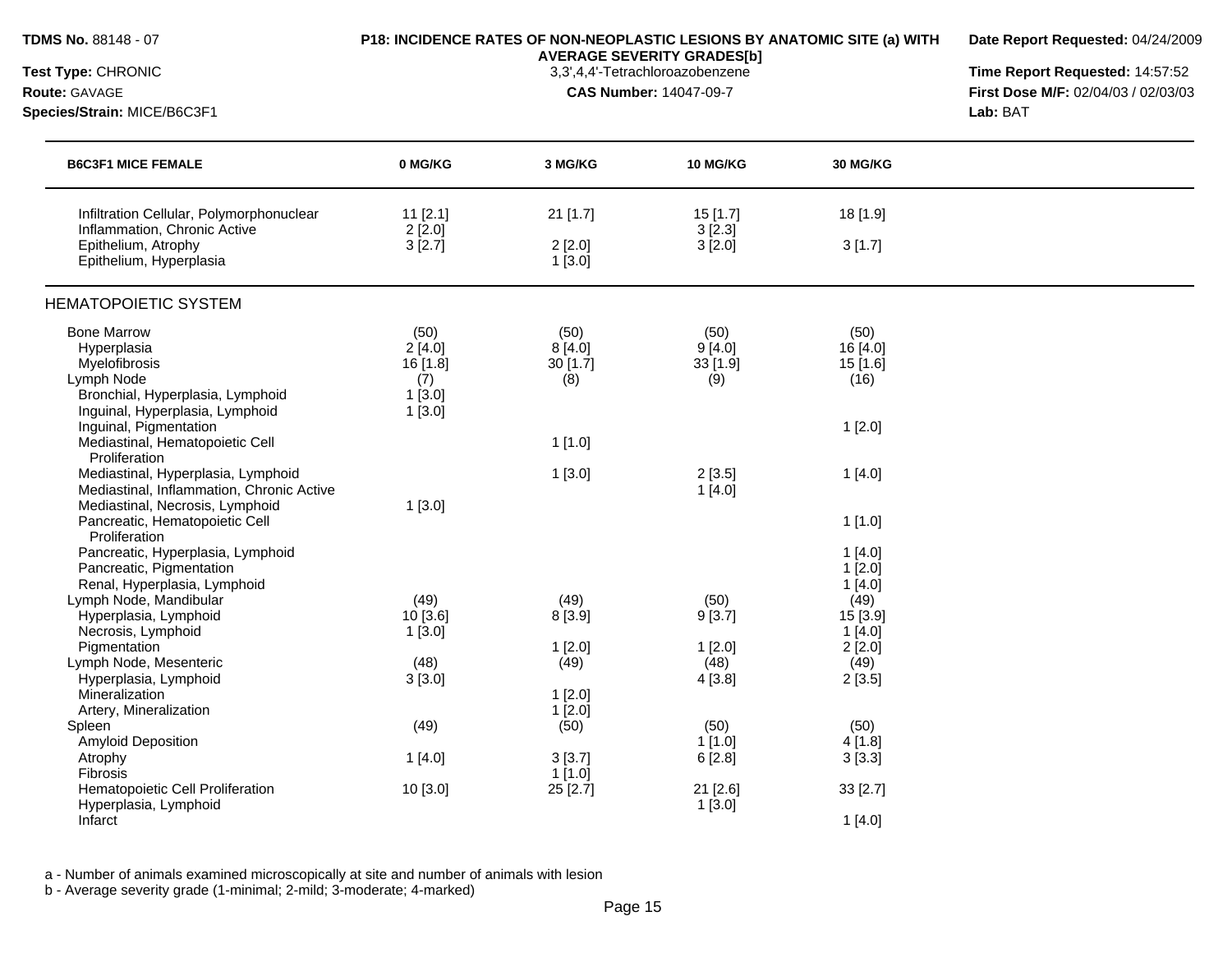**TDMS No.** 88148 - 07
**Test Type:** CHRONIC
**Route:** GAVAGE
**Species/Strain:** MICE/B6C3F1

**P18: INCIDENCE RATES OF NON-NEOPLASTIC LESIONS BY ANATOMIC SITE (a) WITH AVERAGE SEVERITY GRADES[b]**
3,3',4,4'-Tetrachloroazobenzene
**CAS Number:** 14047-09-7

**Date Report Requested:** 04/24/2009
**Time Report Requested:** 14:57:52
**First Dose M/F:** 02/04/03 / 02/03/03
**Lab:** BAT

| B6C3F1 MICE FEMALE | 0 MG/KG | 3 MG/KG | 10 MG/KG | 30 MG/KG |
|---|---|---|---|---|
| Infiltration Cellular, Polymorphonuclear | 11 [2.1] | 21 [1.7] | 15 [1.7] | 18 [1.9] |
| Inflammation, Chronic Active | 2 [2.0] | | 3 [2.3] | |
| Epithelium, Atrophy | 3 [2.7] | 2 [2.0] | 3 [2.0] | 3 [1.7] |
| Epithelium, Hyperplasia | | 1 [3.0] | | |
| **HEMATOPOIETIC SYSTEM** | | | | |
| Bone Marrow | (50) | (50) | (50) | (50) |
| Hyperplasia | 2 [4.0] | 8 [4.0] | 9 [4.0] | 16 [4.0] |
| Myelofibrosis | 16 [1.8] | 30 [1.7] | 33 [1.9] | 15 [1.6] |
| Lymph Node | (7) | (8) | (9) | (16) |
| Bronchial, Hyperplasia, Lymphoid | 1 [3.0] | | | |
| Inguinal, Hyperplasia, Lymphoid | 1 [3.0] | | | |
| Inguinal, Pigmentation | | | | 1 [2.0] |
| Mediastinal, Hematopoietic Cell Proliferation | | 1 [1.0] | | |
| Mediastinal, Hyperplasia, Lymphoid | | 1 [3.0] | 2 [3.5] | 1 [4.0] |
| Mediastinal, Inflammation, Chronic Active | | | 1 [4.0] | |
| Mediastinal, Necrosis, Lymphoid | 1 [3.0] | | | |
| Pancreatic, Hematopoietic Cell Proliferation | | | | 1 [1.0] |
| Pancreatic, Hyperplasia, Lymphoid | | | | 1 [4.0] |
| Pancreatic, Pigmentation | | | | 1 [2.0] |
| Renal, Hyperplasia, Lymphoid | | | | 1 [4.0] |
| Lymph Node, Mandibular | (49) | (49) | (50) | (49) |
| Hyperplasia, Lymphoid | 10 [3.6] | 8 [3.9] | 9 [3.7] | 15 [3.9] |
| Necrosis, Lymphoid | 1 [3.0] | | | 1 [4.0] |
| Pigmentation | | 1 [2.0] | 1 [2.0] | 2 [2.0] |
| Lymph Node, Mesenteric | (48) | (49) | (48) | (49) |
| Hyperplasia, Lymphoid | 3 [3.0] | | 4 [3.8] | 2 [3.5] |
| Mineralization | | 1 [2.0] | | |
| Artery, Mineralization | | 1 [2.0] | | |
| Spleen | (49) | (50) | (50) | (50) |
| Amyloid Deposition | | | 1 [1.0] | 4 [1.8] |
| Atrophy | 1 [4.0] | 3 [3.7] | 6 [2.8] | 3 [3.3] |
| Fibrosis | | 1 [1.0] | | |
| Hematopoietic Cell Proliferation | 10 [3.0] | 25 [2.7] | 21 [2.6] | 33 [2.7] |
| Hyperplasia, Lymphoid | | | 1 [3.0] | |
| Infarct | | | | 1 [4.0] |

a - Number of animals examined microscopically at site and number of animals with lesion
b - Average severity grade (1-minimal; 2-mild; 3-moderate; 4-marked)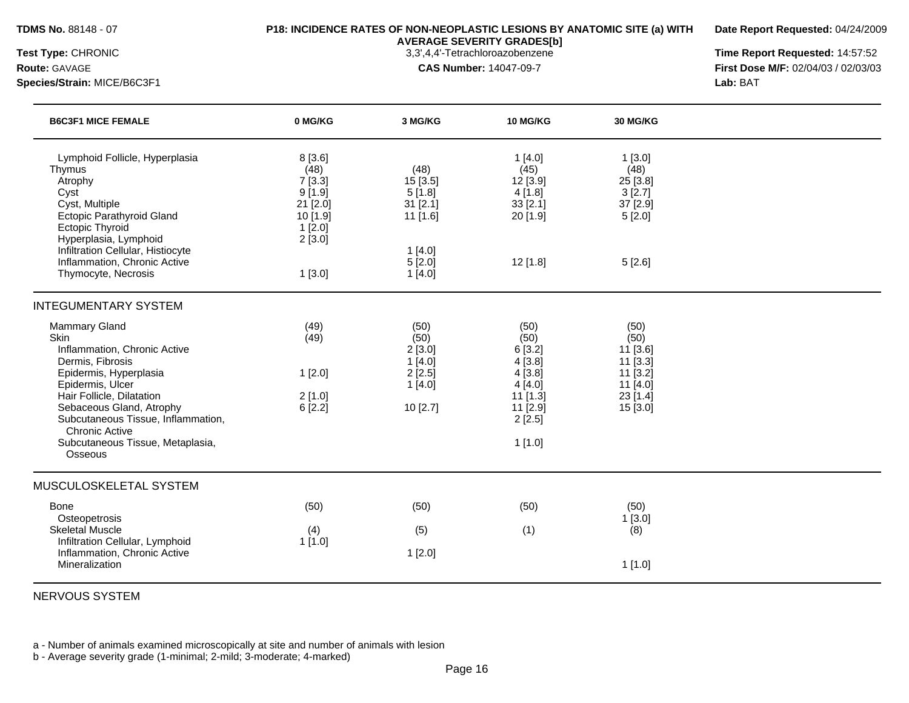**TDMS No.** 88148 - 07
**Test Type:** CHRONIC
**Route:** GAVAGE
**Species/Strain:** MICE/B6C3F1

**P18: INCIDENCE RATES OF NON-NEOPLASTIC LESIONS BY ANATOMIC SITE (a) WITH AVERAGE SEVERITY GRADES[b]**
3,3',4,4'-Tetrachloroazobenzene
**CAS Number:** 14047-09-7

**Date Report Requested:** 04/24/2009
**Time Report Requested:** 14:57:52
**First Dose M/F:** 02/04/03 / 02/03/03
**Lab:** BAT

| B6C3F1 MICE FEMALE | 0 MG/KG | 3 MG/KG | 10 MG/KG | 30 MG/KG |
|---|---|---|---|---|
| Lymphoid Follicle, Hyperplasia | 8 [3.6] | | 1 [4.0] | 1 [3.0] |
| Thymus | (48) | (48) | (45) | (48) |
| Atrophy | 7 [3.3] | 15 [3.5] | 12 [3.9] | 25 [3.8] |
| Cyst | 9 [1.9] | 5 [1.8] | 4 [1.8] | 3 [2.7] |
| Cyst, Multiple | 21 [2.0] | 31 [2.1] | 33 [2.1] | 37 [2.9] |
| Ectopic Parathyroid Gland | 10 [1.9] | 11 [1.6] | 20 [1.9] | 5 [2.0] |
| Ectopic Thyroid | 1 [2.0] | | | |
| Hyperplasia, Lymphoid | 2 [3.0] | | | |
| Infiltration Cellular, Histiocyte | | 1 [4.0] | | |
| Inflammation, Chronic Active | | 5 [2.0] | 12 [1.8] | 5 [2.6] |
| Thymocyte, Necrosis | 1 [3.0] | 1 [4.0] | | |
| **INTEGUMENTARY SYSTEM** | | | | |
| Mammary Gland | (49) | (50) | (50) | (50) |
| Skin | (49) | (50) | (50) | (50) |
| Inflammation, Chronic Active | | 2 [3.0] | 6 [3.2] | 11 [3.6] |
| Dermis, Fibrosis | | 1 [4.0] | 4 [3.8] | 11 [3.3] |
| Epidermis, Hyperplasia | 1 [2.0] | 2 [2.5] | 4 [3.8] | 11 [3.2] |
| Epidermis, Ulcer | | 1 [4.0] | 4 [4.0] | 11 [4.0] |
| Hair Follicle, Dilatation | 2 [1.0] | | 11 [1.3] | 23 [1.4] |
| Sebaceous Gland, Atrophy | 6 [2.2] | 10 [2.7] | 11 [2.9] | 15 [3.0] |
| Subcutaneous Tissue, Inflammation, Chronic Active | | | 2 [2.5] | |
| Subcutaneous Tissue, Metaplasia, Osseous | | | 1 [1.0] | |
| **MUSCULOSKELETAL SYSTEM** | | | | |
| Bone | (50) | (50) | (50) | (50) |
| Osteopetrosis | | | | 1 [3.0] |
| Skeletal Muscle | (4) | (5) | (1) | (8) |
| Infiltration Cellular, Lymphoid | 1 [1.0] | | | |
| Inflammation, Chronic Active | | 1 [2.0] | | |
| Mineralization | | | | 1 [1.0] |
| **NERVOUS SYSTEM** | | | | |

a - Number of animals examined microscopically at site and number of animals with lesion
b - Average severity grade (1-minimal; 2-mild; 3-moderate; 4-marked)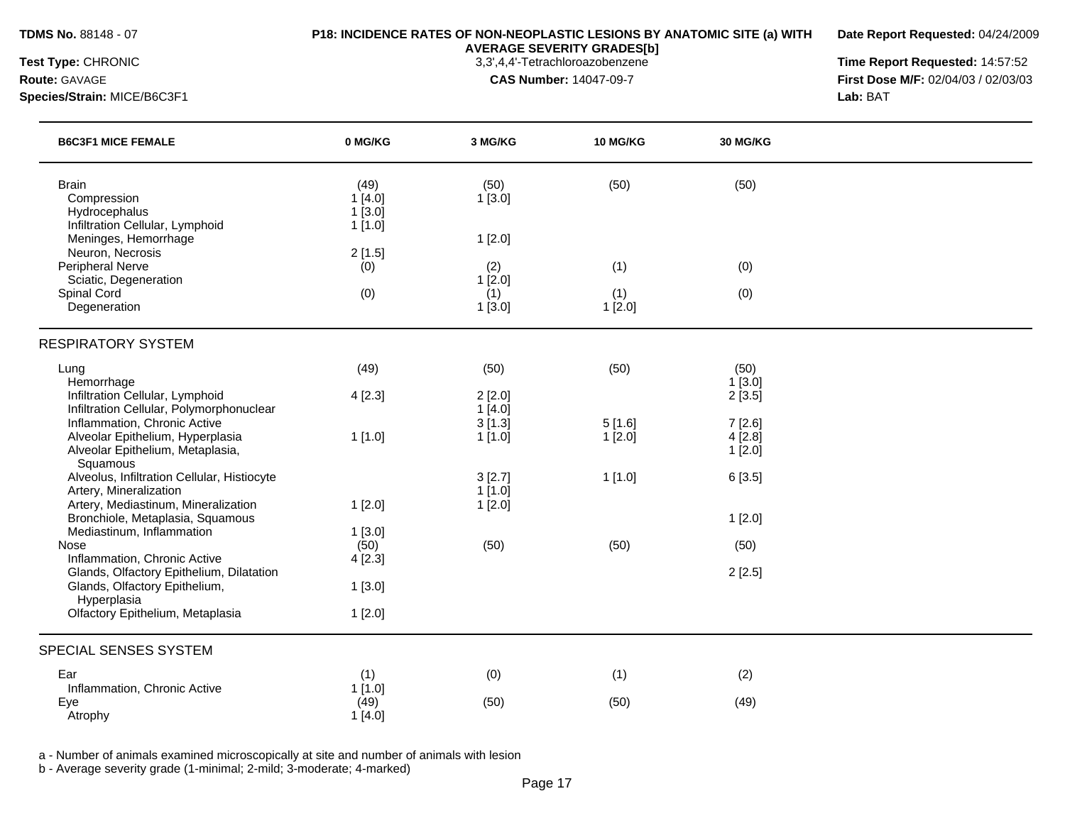**TDMS No.** 88148 - 07
**Test Type:** CHRONIC
**Route:** GAVAGE
**Species/Strain:** MICE/B6C3F1

**P18: INCIDENCE RATES OF NON-NEOPLASTIC LESIONS BY ANATOMIC SITE (a) WITH AVERAGE SEVERITY GRADES[b]**
3,3',4,4'-Tetrachloroazobenzene
**CAS Number:** 14047-09-7

**Date Report Requested:** 04/24/2009
**Time Report Requested:** 14:57:52
**First Dose M/F:** 02/04/03 / 02/03/03
**Lab:** BAT

| B6C3F1 MICE FEMALE | 0 MG/KG | 3 MG/KG | 10 MG/KG | 30 MG/KG |
|---|---|---|---|---|
| Brain | (49) | (50) | (50) | (50) |
| Compression | 1 [4.0] | 1 [3.0] | | |
| Hydrocephalus | 1 [3.0] | | | |
| Infiltration Cellular, Lymphoid | 1 [1.0] | | | |
| Meninges, Hemorrhage | | 1 [2.0] | | |
| Neuron, Necrosis | 2 [1.5] | | | |
| Peripheral Nerve | (0) | (2) | (1) | (0) |
| Sciatic, Degeneration | | 1 [2.0] | | |
| Spinal Cord | (0) | (1) | (1) | (0) |
| Degeneration | | 1 [3.0] | 1 [2.0] | |
| **RESPIRATORY SYSTEM** | | | | |
| Lung | (49) | (50) | (50) | (50) |
| Hemorrhage | | | | 1 [3.0] |
| Infiltration Cellular, Lymphoid | 4 [2.3] | 2 [2.0] | | 2 [3.5] |
| Infiltration Cellular, Polymorphonuclear | | 1 [4.0] | | |
| Inflammation, Chronic Active | | 3 [1.3] | 5 [1.6] | 7 [2.6] |
| Alveolar Epithelium, Hyperplasia | 1 [1.0] | 1 [1.0] | 1 [2.0] | 4 [2.8] |
| Alveolar Epithelium, Metaplasia, Squamous | | | | 1 [2.0] |
| Alveolus, Infiltration Cellular, Histiocyte | | 3 [2.7] | 1 [1.0] | 6 [3.5] |
| Artery, Mineralization | | 1 [1.0] | | |
| Artery, Mediastinum, Mineralization | 1 [2.0] | 1 [2.0] | | |
| Bronchiole, Metaplasia, Squamous | | | | 1 [2.0] |
| Mediastinum, Inflammation | 1 [3.0] | | | |
| Nose | (50) | (50) | (50) | (50) |
| Inflammation, Chronic Active | 4 [2.3] | | | |
| Glands, Olfactory Epithelium, Dilatation | | | | 2 [2.5] |
| Glands, Olfactory Epithelium, Hyperplasia | 1 [3.0] | | | |
| Olfactory Epithelium, Metaplasia | 1 [2.0] | | | |
| **SPECIAL SENSES SYSTEM** | | | | |
| Ear | (1) | (0) | (1) | (2) |
| Inflammation, Chronic Active | 1 [1.0] | | | |
| Eye | (49) | (50) | (50) | (49) |
| Atrophy | 1 [4.0] | | | |

a - Number of animals examined microscopically at site and number of animals with lesion
b - Average severity grade (1-minimal; 2-mild; 3-moderate; 4-marked)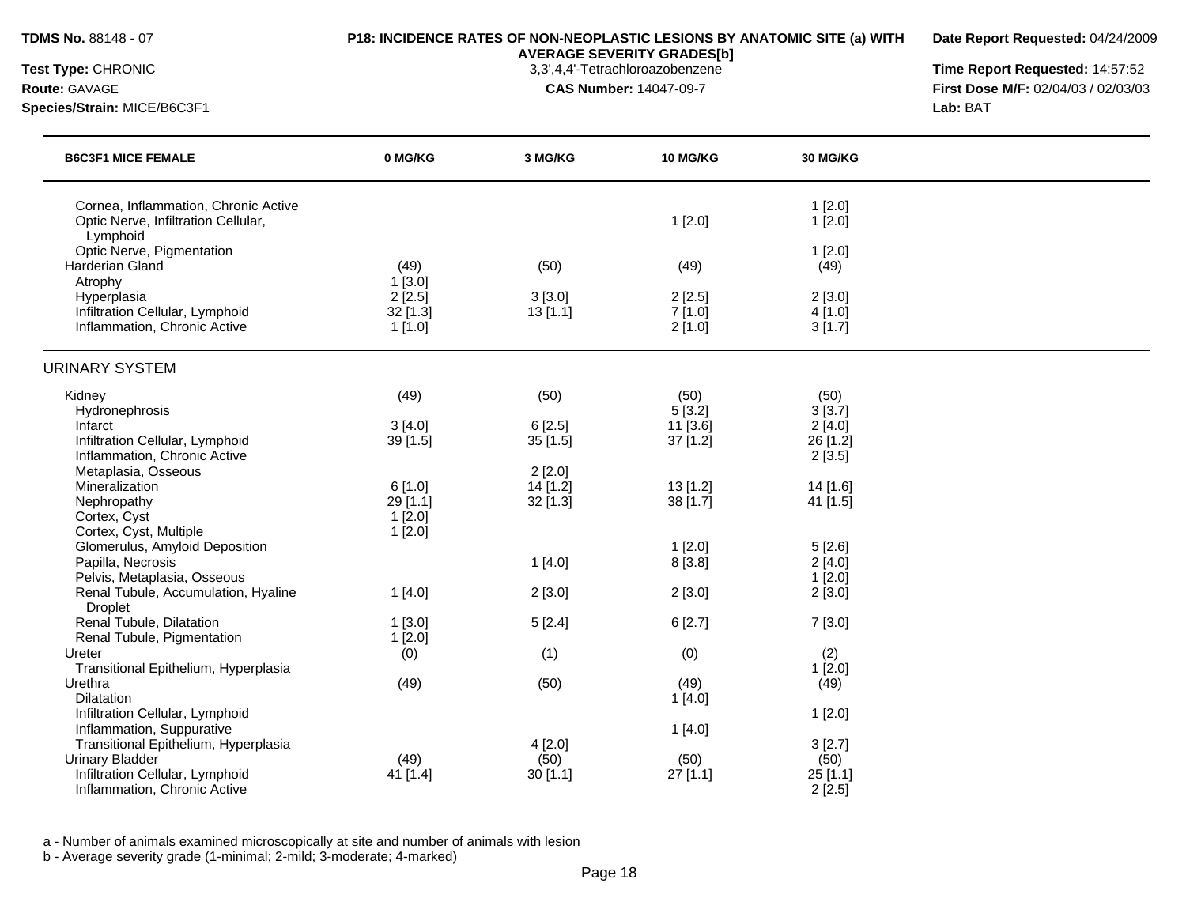**P18: INCIDENCE RATES OF NON-NEOPLASTIC LESIONS BY ANATOMIC SITE (a) WITH AVERAGE SEVERITY GRADES[b]**

3,3',4,4'-Tetrachloroazobenzene

**CAS Number:** 14047-09-7

**TDMS No.** 88148 - 07
**Test Type:** CHRONIC
**Route:** GAVAGE
**Species/Strain:** MICE/B6C3F1

**Date Report Requested:** 04/24/2009
**Time Report Requested:** 14:57:52
**First Dose M/F:** 02/04/03 / 02/03/03
**Lab:** BAT

| B6C3F1 MICE FEMALE | 0 MG/KG | 3 MG/KG | 10 MG/KG | 30 MG/KG |
|---|---|---|---|---|
| Cornea, Inflammation, Chronic Active | | | | 1 [2.0] |
| Optic Nerve, Infiltration Cellular, Lymphoid | | | 1 [2.0] | 1 [2.0] |
| Optic Nerve, Pigmentation | | | | 1 [2.0] |
| Harderian Gland | (49) | (50) | (49) | (49) |
| Atrophy | 1 [3.0] | | | |
| Hyperplasia | 2 [2.5] | 3 [3.0] | 2 [2.5] | 2 [3.0] |
| Infiltration Cellular, Lymphoid | 32 [1.3] | 13 [1.1] | 7 [1.0] | 4 [1.0] |
| Inflammation, Chronic Active | 1 [1.0] | | 2 [1.0] | 3 [1.7] |
| **URINARY SYSTEM** | | | | |
| Kidney | (49) | (50) | (50) | (50) |
| Hydronephrosis | | | 5 [3.2] | 3 [3.7] |
| Infarct | 3 [4.0] | 6 [2.5] | 11 [3.6] | 2 [4.0] |
| Infiltration Cellular, Lymphoid | 39 [1.5] | 35 [1.5] | 37 [1.2] | 26 [1.2] |
| Inflammation, Chronic Active | | | | 2 [3.5] |
| Metaplasia, Osseous | | 2 [2.0] | | |
| Mineralization | 6 [1.0] | 14 [1.2] | 13 [1.2] | 14 [1.6] |
| Nephropathy | 29 [1.1] | 32 [1.3] | 38 [1.7] | 41 [1.5] |
| Cortex, Cyst | 1 [2.0] | | | |
| Cortex, Cyst, Multiple | 1 [2.0] | | | |
| Glomerulus, Amyloid Deposition | | | 1 [2.0] | 5 [2.6] |
| Papilla, Necrosis | | 1 [4.0] | 8 [3.8] | 2 [4.0] |
| Pelvis, Metaplasia, Osseous | | | | 1 [2.0] |
| Renal Tubule, Accumulation, Hyaline Droplet | 1 [4.0] | 2 [3.0] | 2 [3.0] | 2 [3.0] |
| Renal Tubule, Dilatation | 1 [3.0] | 5 [2.4] | 6 [2.7] | 7 [3.0] |
| Renal Tubule, Pigmentation | 1 [2.0] | | | |
| Ureter | (0) | (1) | (0) | (2) |
| Transitional Epithelium, Hyperplasia | | | | 1 [2.0] |
| Urethra | (49) | (50) | (49) | (49) |
| Dilatation | | | 1 [4.0] | |
| Infiltration Cellular, Lymphoid | | | | 1 [2.0] |
| Inflammation, Suppurative | | | 1 [4.0] | |
| Transitional Epithelium, Hyperplasia | | 4 [2.0] | | 3 [2.7] |
| Urinary Bladder | (49) | (50) | (50) | (50) |
| Infiltration Cellular, Lymphoid | 41 [1.4] | 30 [1.1] | 27 [1.1] | 25 [1.1] |
| Inflammation, Chronic Active | | | | 2 [2.5] |

a - Number of animals examined microscopically at site and number of animals with lesion
b - Average severity grade (1-minimal; 2-mild; 3-moderate; 4-marked)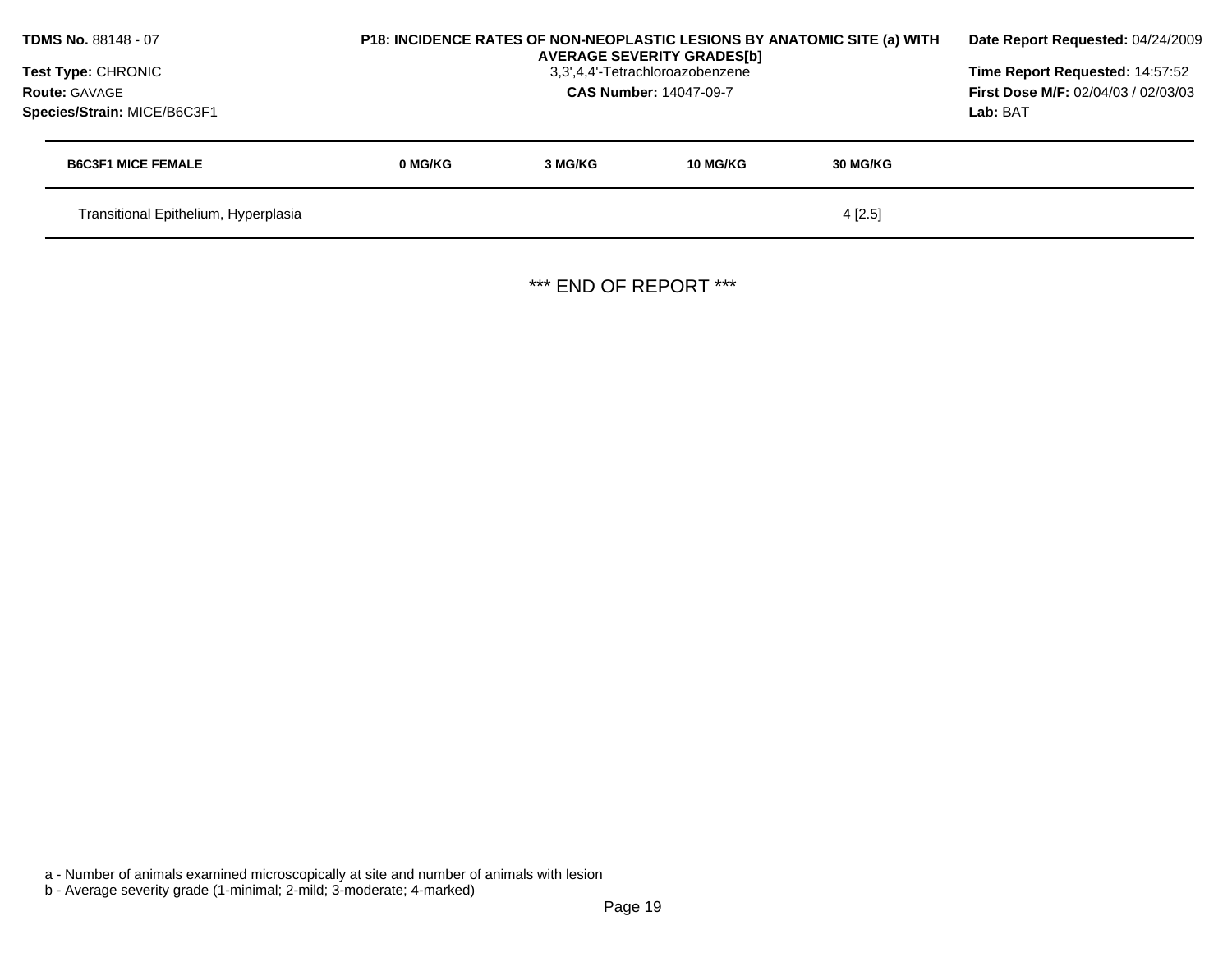**TDMS No.** 88148 - 07
**Test Type:** CHRONIC
**Route:** GAVAGE
**Species/Strain:** MICE/B6C3F1

**P18: INCIDENCE RATES OF NON-NEOPLASTIC LESIONS BY ANATOMIC SITE (a) WITH AVERAGE SEVERITY GRADES[b]**
3,3',4,4'-Tetrachloroazobenzene
**CAS Number:** 14047-09-7

**Date Report Requested:** 04/24/2009
**Time Report Requested:** 14:57:52
**First Dose M/F:** 02/04/03 / 02/03/03
**Lab:** BAT

| B6C3F1 MICE FEMALE | 0 MG/KG | 3 MG/KG | 10 MG/KG | 30 MG/KG |
|---|---|---|---|---|
| Transitional Epithelium, Hyperplasia | | | | 4 [2.5] |

*** END OF REPORT ***

a - Number of animals examined microscopically at site and number of animals with lesion
b - Average severity grade (1-minimal; 2-mild; 3-moderate; 4-marked)